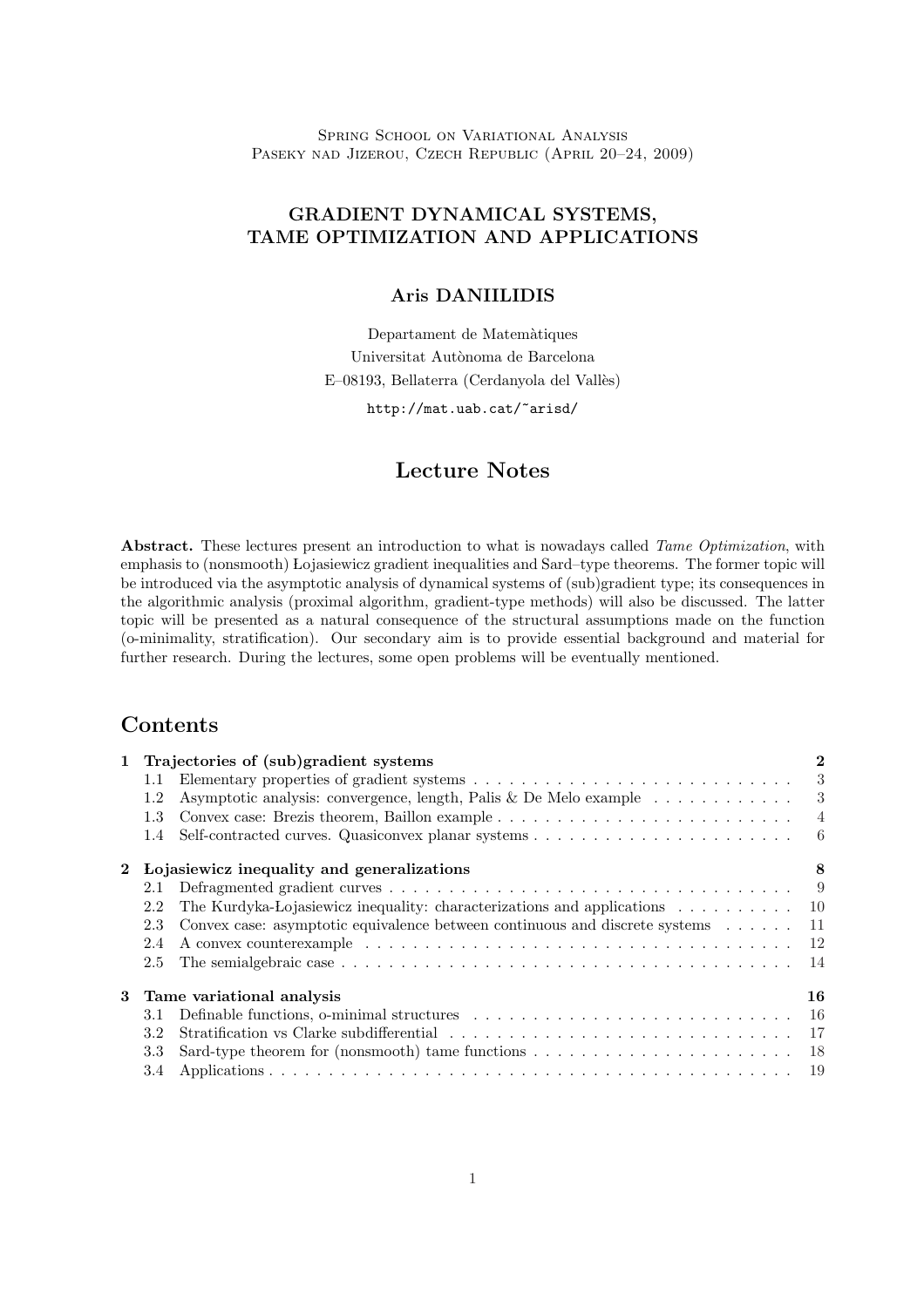Spring School on Variational Analysis
Paseky nad Jizerou, Czech Republic (April 20–24, 2009)

# GRADIENT DYNAMICAL SYSTEMS, TAME OPTIMIZATION AND APPLICATIONS

**Aris DANIILIDIS**

Departament de Matemàtiques
Universitat Autònoma de Barcelona
E–08193, Bellaterra (Cerdanyola del Vallès)

http://mat.uab.cat/~arisd/

## Lecture Notes

**Abstract.** These lectures present an introduction to what is nowadays called *Tame Optimization*, with emphasis to (nonsmooth) Łojasiewicz gradient inequalities and Sard–type theorems. The former topic will be introduced via the asymptotic analysis of dynamical systems of (sub)gradient type; its consequences in the algorithmic analysis (proximal algorithm, gradient-type methods) will also be discussed. The latter topic will be presented as a natural consequence of the structural assumptions made on the function (o-minimality, stratification). Our secondary aim is to provide essential background and material for further research. During the lectures, some open problems will be eventually mentioned.

## Contents

| | | |
|---|---|---|
| **1** | **Trajectories of (sub)gradient systems** | **2** |
| 1.1 | Elementary properties of gradient systems | 3 |
| 1.2 | Asymptotic analysis: convergence, length, Palis & De Melo example | 3 |
| 1.3 | Convex case: Brezis theorem, Baillon example | 4 |
| 1.4 | Self-contracted curves. Quasiconvex planar systems | 6 |
| **2** | **Łojasiewicz inequality and generalizations** | **8** |
| 2.1 | Defragmented gradient curves | 9 |
| 2.2 | The Kurdyka-Łojasiewicz inequality: characterizations and applications | 10 |
| 2.3 | Convex case: asymptotic equivalence between continuous and discrete systems | 11 |
| 2.4 | A convex counterexample | 12 |
| 2.5 | The semialgebraic case | 14 |
| **3** | **Tame variational analysis** | **16** |
| 3.1 | Definable functions, o-minimal structures | 16 |
| 3.2 | Stratification vs Clarke subdifferential | 17 |
| 3.3 | Sard-type theorem for (nonsmooth) tame functions | 18 |
| 3.4 | Applications | 19 |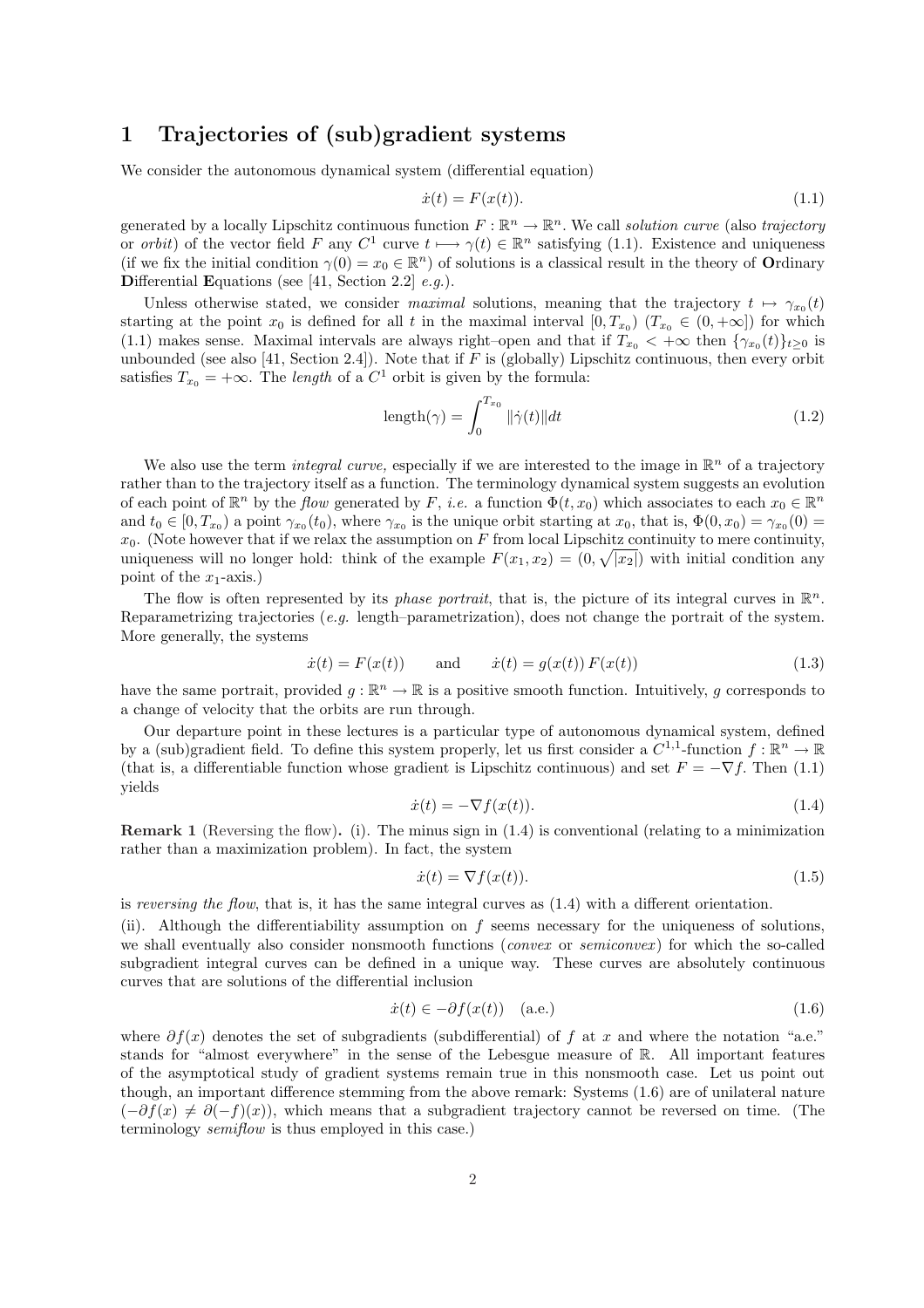# 1 Trajectories of (sub)gradient systems

We consider the autonomous dynamical system (differential equation)

$$\dot{x}(t) = F(x(t)). \tag{1.1}$$

generated by a locally Lipschitz continuous function $F : \mathbb{R}^n \to \mathbb{R}^n$. We call *solution curve* (also *trajectory* or *orbit*) of the vector field $F$ any $C^1$ curve $t \longmapsto \gamma(t) \in \mathbb{R}^n$ satisfying (1.1). Existence and uniqueness (if we fix the initial condition $\gamma(0) = x_0 \in \mathbb{R}^n$) of solutions is a classical result in the theory of **O**rdinary **D**ifferential **E**quations (see [41, Section 2.2] *e.g.*).

Unless otherwise stated, we consider *maximal* solutions, meaning that the trajectory $t \mapsto \gamma_{x_0}(t)$ starting at the point $x_0$ is defined for all $t$ in the maximal interval $[0, T_{x_0})$ ($T_{x_0} \in (0, +\infty]$) for which (1.1) makes sense. Maximal intervals are always right–open and that if $T_{x_0} < +\infty$ then $\{\gamma_{x_0}(t)\}_{t \geq 0}$ is unbounded (see also [41, Section 2.4]). Note that if $F$ is (globally) Lipschitz continuous, then every orbit satisfies $T_{x_0} = +\infty$. The *length* of a $C^1$ orbit is given by the formula:

$$\text{length}(\gamma) = \int_0^{T_{x_0}} \|\dot{\gamma}(t)\| dt \tag{1.2}$$

We also use the term *integral curve,* especially if we are interested to the image in $\mathbb{R}^n$ of a trajectory rather than to the trajectory itself as a function. The terminology dynamical system suggests an evolution of each point of $\mathbb{R}^n$ by the *flow* generated by $F$, *i.e.* a function $\Phi(t, x_0)$ which associates to each $x_0 \in \mathbb{R}^n$ and $t_0 \in [0, T_{x_0})$ a point $\gamma_{x_0}(t_0)$, where $\gamma_{x_0}$ is the unique orbit starting at $x_0$, that is, $\Phi(0, x_0) = \gamma_{x_0}(0) = x_0$. (Note however that if we relax the assumption on $F$ from local Lipschitz continuity to mere continuity, uniqueness will no longer hold: think of the example $F(x_1, x_2) = (0, \sqrt{|x_2|})$ with initial condition any point of the $x_1$-axis.)

The flow is often represented by its *phase portrait*, that is, the picture of its integral curves in $\mathbb{R}^n$. Reparametrizing trajectories (*e.g.* length–parametrization), does not change the portrait of the system. More generally, the systems

$$\dot{x}(t) = F(x(t)) \qquad \text{and} \qquad \dot{x}(t) = g(x(t))\, F(x(t)) \tag{1.3}$$

have the same portrait, provided $g : \mathbb{R}^n \to \mathbb{R}$ is a positive smooth function. Intuitively, $g$ corresponds to a change of velocity that the orbits are run through.

Our departure point in these lectures is a particular type of autonomous dynamical system, defined by a (sub)gradient field. To define this system properly, let us first consider a $C^{1,1}$-function $f : \mathbb{R}^n \to \mathbb{R}$ (that is, a differentiable function whose gradient is Lipschitz continuous) and set $F = -\nabla f$. Then (1.1) yields

$$\dot{x}(t) = -\nabla f(x(t)). \tag{1.4}$$

**Remark 1** (Reversing the flow)**.** (i). The minus sign in (1.4) is conventional (relating to a minimization rather than a maximization problem). In fact, the system

$$\dot{x}(t) = \nabla f(x(t)). \tag{1.5}$$

is *reversing the flow*, that is, it has the same integral curves as (1.4) with a different orientation.

(ii). Although the differentiability assumption on $f$ seems necessary for the uniqueness of solutions, we shall eventually also consider nonsmooth functions (*convex* or *semiconvex*) for which the so-called subgradient integral curves can be defined in a unique way. These curves are absolutely continuous curves that are solutions of the differential inclusion

$$\dot{x}(t) \in -\partial f(x(t)) \quad \text{(a.e.)} \tag{1.6}$$

where $\partial f(x)$ denotes the set of subgradients (subdifferential) of $f$ at $x$ and where the notation "a.e." stands for "almost everywhere" in the sense of the Lebesgue measure of $\mathbb{R}$. All important features of the asymptotical study of gradient systems remain true in this nonsmooth case. Let us point out though, an important difference stemming from the above remark: Systems (1.6) are of unilateral nature ($-\partial f(x) \neq \partial(-f)(x)$), which means that a subgradient trajectory cannot be reversed on time. (The terminology *semiflow* is thus employed in this case.)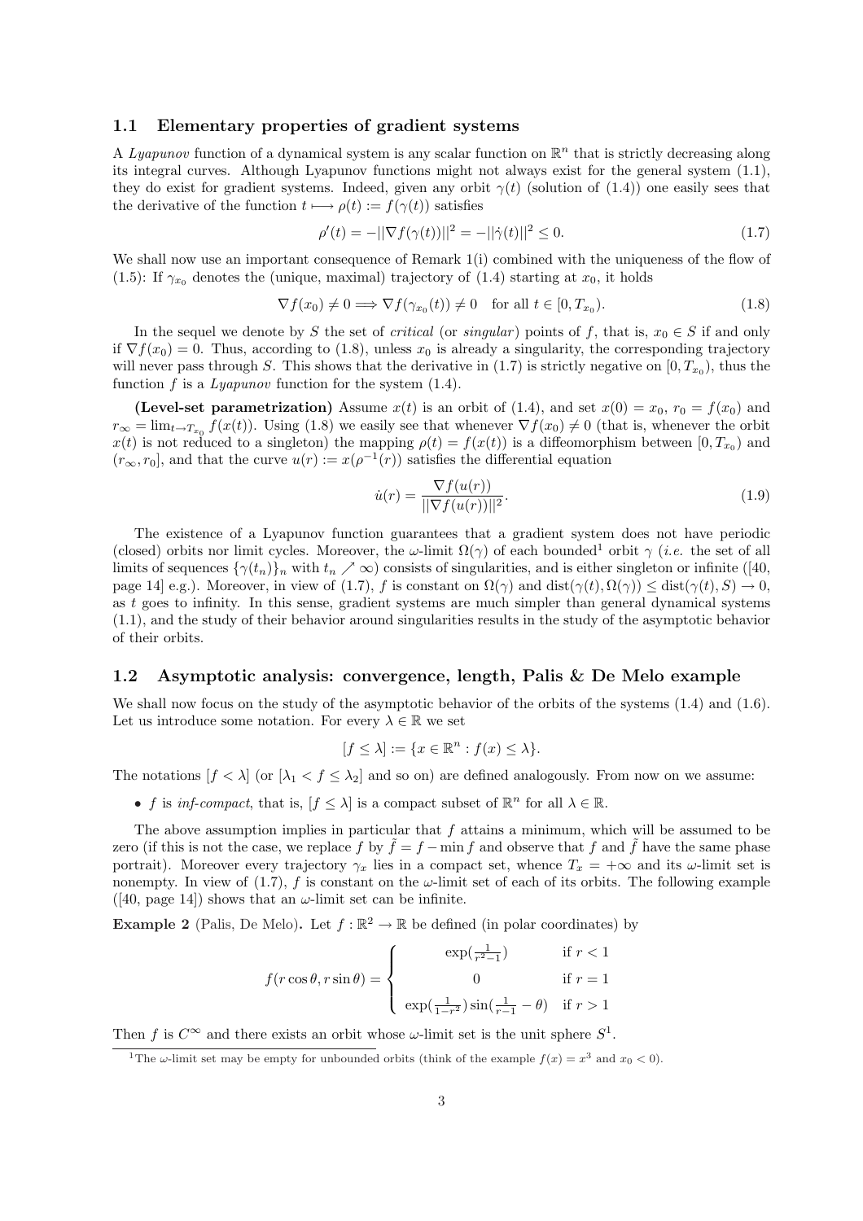### 1.1 Elementary properties of gradient systems

A *Lyapunov* function of a dynamical system is any scalar function on $\mathbb{R}^n$ that is strictly decreasing along its integral curves. Although Lyapunov functions might not always exist for the general system (1.1), they do exist for gradient systems. Indeed, given any orbit $\gamma(t)$ (solution of (1.4)) one easily sees that the derivative of the function $t \longmapsto \rho(t) := f(\gamma(t))$ satisfies

$$\rho'(t) = -||\nabla f(\gamma(t))||^2 = -||\dot{\gamma}(t)||^2 \leq 0. \tag{1.7}$$

We shall now use an important consequence of Remark 1(i) combined with the uniqueness of the flow of (1.5): If $\gamma_{x_0}$ denotes the (unique, maximal) trajectory of (1.4) starting at $x_0$, it holds

$$\nabla f(x_0) \neq 0 \Longrightarrow \nabla f(\gamma_{x_0}(t)) \neq 0 \quad \text{for all } t \in [0, T_{x_0}). \tag{1.8}$$

In the sequel we denote by $S$ the set of *critical* (or *singular*) points of $f$, that is, $x_0 \in S$ if and only if $\nabla f(x_0) = 0$. Thus, according to (1.8), unless $x_0$ is already a singularity, the corresponding trajectory will never pass through $S$. This shows that the derivative in (1.7) is strictly negative on $[0, T_{x_0})$, thus the function $f$ is a *Lyapunov* function for the system (1.4).

**(Level-set parametrization)** Assume $x(t)$ is an orbit of (1.4), and set $x(0) = x_0$, $r_0 = f(x_0)$ and $r_\infty = \lim_{t \to T_{x_0}} f(x(t))$. Using (1.8) we easily see that whenever $\nabla f(x_0) \neq 0$ (that is, whenever the orbit $x(t)$ is not reduced to a singleton) the mapping $\rho(t) = f(x(t))$ is a diffeomorphism between $[0, T_{x_0})$ and $(r_\infty, r_0]$, and that the curve $u(r) := x(\rho^{-1}(r))$ satisfies the differential equation

$$\dot{u}(r) = \frac{\nabla f(u(r))}{||\nabla f(u(r))||^2}. \tag{1.9}$$

The existence of a Lyapunov function guarantees that a gradient system does not have periodic (closed) orbits nor limit cycles. Moreover, the $\omega$-limit $\Omega(\gamma)$ of each bounded[1] orbit $\gamma$ (*i.e.* the set of all limits of sequences $\{\gamma(t_n)\}_n$ with $t_n \nearrow \infty$) consists of singularities, and is either singleton or infinite ([40, page 14] e.g.). Moreover, in view of (1.7), $f$ is constant on $\Omega(\gamma)$ and $\text{dist}(\gamma(t), \Omega(\gamma)) \leq \text{dist}(\gamma(t), S) \to 0$, as $t$ goes to infinity. In this sense, gradient systems are much simpler than general dynamical systems (1.1), and the study of their behavior around singularities results in the study of the asymptotic behavior of their orbits.

### 1.2 Asymptotic analysis: convergence, length, Palis & De Melo example

We shall now focus on the study of the asymptotic behavior of the orbits of the systems (1.4) and (1.6). Let us introduce some notation. For every $\lambda \in \mathbb{R}$ we set

$$[f \leq \lambda] := \{x \in \mathbb{R}^n : f(x) \leq \lambda\}.$$

The notations $[f < \lambda]$ (or $[\lambda_1 < f \leq \lambda_2]$ and so on) are defined analogously. From now on we assume:

- $f$ is *inf-compact*, that is, $[f \leq \lambda]$ is a compact subset of $\mathbb{R}^n$ for all $\lambda \in \mathbb{R}$.

The above assumption implies in particular that $f$ attains a minimum, which will be assumed to be zero (if this is not the case, we replace $f$ by $\tilde{f} = f - \min f$ and observe that $f$ and $\tilde{f}$ have the same phase portrait). Moreover every trajectory $\gamma_x$ lies in a compact set, whence $T_x = +\infty$ and its $\omega$-limit set is nonempty. In view of (1.7), $f$ is constant on the $\omega$-limit set of each of its orbits. The following example ([40, page 14]) shows that an $\omega$-limit set can be infinite.

**Example 2** (Palis, De Melo)**.** Let $f : \mathbb{R}^2 \to \mathbb{R}$ be defined (in polar coordinates) by

$$f(r\cos\theta, r\sin\theta) = \begin{cases} \exp(\frac{1}{r^2-1}) & \text{if } r < 1 \\ 0 & \text{if } r = 1 \\ \exp(\frac{1}{1-r^2})\sin(\frac{1}{r-1} - \theta) & \text{if } r > 1 \end{cases}$$

Then $f$ is $C^\infty$ and there exists an orbit whose $\omega$-limit set is the unit sphere $S^1$.

[1] The $\omega$-limit set may be empty for unbounded orbits (think of the example $f(x) = x^3$ and $x_0 < 0$).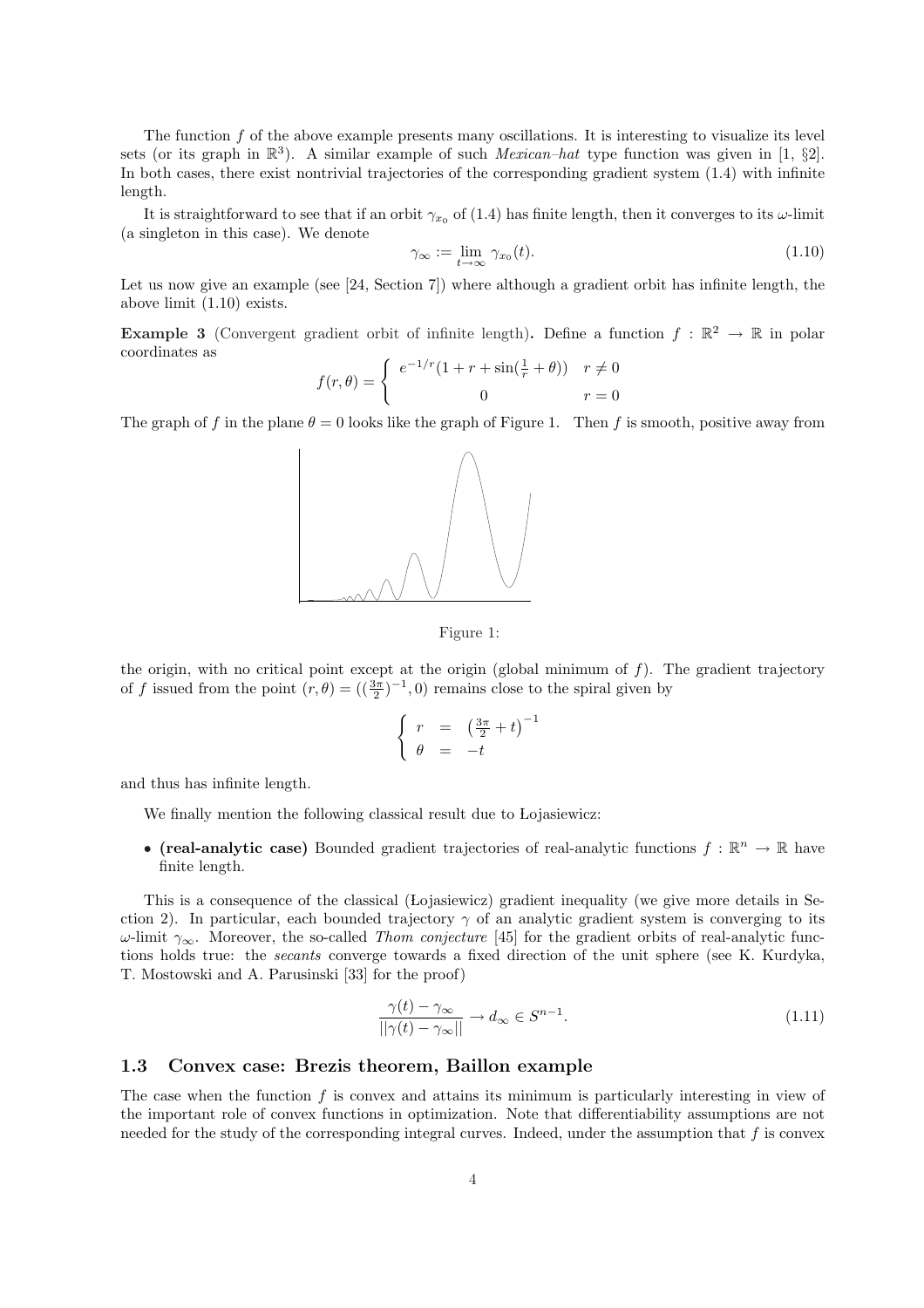The function $f$ of the above example presents many oscillations. It is interesting to visualize its level sets (or its graph in $\mathbb{R}^3$). A similar example of such *Mexican–hat* type function was given in [1, §2]. In both cases, there exist nontrivial trajectories of the corresponding gradient system (1.4) with infinite length.

It is straightforward to see that if an orbit $\gamma_{x_0}$ of (1.4) has finite length, then it converges to its $\omega$-limit (a singleton in this case). We denote

$$\gamma_\infty := \lim_{t \to \infty} \gamma_{x_0}(t). \tag{1.10}$$

Let us now give an example (see [24, Section 7]) where although a gradient orbit has infinite length, the above limit (1.10) exists.

**Example 3** (Convergent gradient orbit of infinite length)**.** Define a function $f : \mathbb{R}^2 \to \mathbb{R}$ in polar coordinates as

$$f(r, \theta) = \begin{cases} e^{-1/r}(1 + r + \sin(\frac{1}{r} + \theta)) & r \neq 0 \\ 0 & r = 0 \end{cases}$$

The graph of $f$ in the plane $\theta = 0$ looks like the graph of Figure 1. Then $f$ is smooth, positive away from

Figure 1:

the origin, with no critical point except at the origin (global minimum of $f$). The gradient trajectory of $f$ issued from the point $(r, \theta) = ((\frac{3\pi}{2})^{-1}, 0)$ remains close to the spiral given by

$$\begin{cases} r &= \left(\frac{3\pi}{2} + t\right)^{-1} \\ \theta &= -t \end{cases}$$

and thus has infinite length.

We finally mention the following classical result due to Łojasiewicz:

- **(real-analytic case)** Bounded gradient trajectories of real-analytic functions $f : \mathbb{R}^n \to \mathbb{R}$ have finite length.

This is a consequence of the classical (Łojasiewicz) gradient inequality (we give more details in Section 2). In particular, each bounded trajectory $\gamma$ of an analytic gradient system is converging to its $\omega$-limit $\gamma_\infty$. Moreover, the so-called *Thom conjecture* [45] for the gradient orbits of real-analytic functions holds true: the *secants* converge towards a fixed direction of the unit sphere (see K. Kurdyka, T. Mostowski and A. Parusinski [33] for the proof)

$$\frac{\gamma(t) - \gamma_\infty}{||\gamma(t) - \gamma_\infty||} \to d_\infty \in S^{n-1}. \tag{1.11}$$

### 1.3 Convex case: Brezis theorem, Baillon example

The case when the function $f$ is convex and attains its minimum is particularly interesting in view of the important role of convex functions in optimization. Note that differentiability assumptions are not needed for the study of the corresponding integral curves. Indeed, under the assumption that $f$ is convex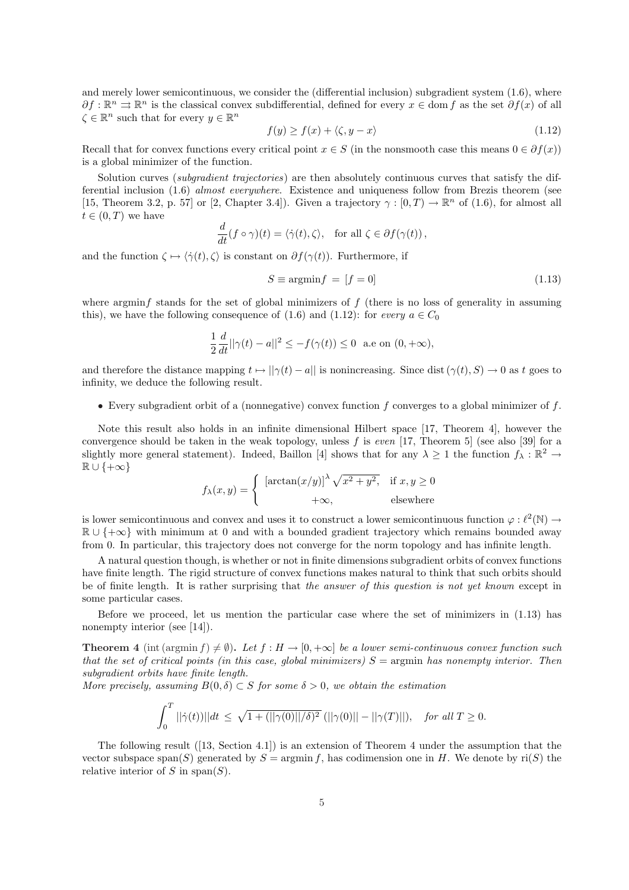and merely lower semicontinuous, we consider the (differential inclusion) subgradient system (1.6), where $\partial f : \mathbb{R}^n \rightrightarrows \mathbb{R}^n$ is the classical convex subdifferential, defined for every $x \in \operatorname{dom} f$ as the set $\partial f(x)$ of all $\zeta \in \mathbb{R}^n$ such that for every $y \in \mathbb{R}^n$

$$f(y) \geq f(x) + \langle \zeta, y - x \rangle \tag{1.12}$$

Recall that for convex functions every critical point $x \in S$ (in the nonsmooth case this means $0 \in \partial f(x)$) is a global minimizer of the function.

Solution curves (*subgradient trajectories*) are then absolutely continuous curves that satisfy the differential inclusion (1.6) *almost everywhere*. Existence and uniqueness follow from Brezis theorem (see [15, Theorem 3.2, p. 57] or [2, Chapter 3.4]). Given a trajectory $\gamma : [0, T) \to \mathbb{R}^n$ of (1.6), for almost all $t \in (0, T)$ we have

$$\frac{d}{dt}(f \circ \gamma)(t) = \langle \dot{\gamma}(t), \zeta \rangle, \quad \text{for all } \zeta \in \partial f(\gamma(t)),$$

and the function $\zeta \mapsto \langle \dot{\gamma}(t), \zeta \rangle$ is constant on $\partial f(\gamma(t))$. Furthermore, if

$$S \equiv \operatorname{argmin} f \;=\; [f = 0] \tag{1.13}$$

where $\operatorname{argmin} f$ stands for the set of global minimizers of $f$ (there is no loss of generality in assuming this), we have the following consequence of (1.6) and (1.12): for *every* $a \in C_0$

$$\frac{1}{2}\frac{d}{dt}||\gamma(t) - a||^2 \leq -f(\gamma(t)) \leq 0 \quad \text{a.e on } (0, +\infty),$$

and therefore the distance mapping $t \mapsto ||\gamma(t) - a||$ is nonincreasing. Since $\operatorname{dist}(\gamma(t), S) \to 0$ as $t$ goes to infinity, we deduce the following result.

- Every subgradient orbit of a (nonnegative) convex function $f$ converges to a global minimizer of $f$.

Note this result also holds in an infinite dimensional Hilbert space [17, Theorem 4], however the convergence should be taken in the weak topology, unless $f$ is *even* [17, Theorem 5] (see also [39] for a slightly more general statement). Indeed, Baillon [4] shows that for any $\lambda \geq 1$ the function $f_\lambda : \mathbb{R}^2 \to \mathbb{R} \cup \{+\infty\}$

$$f_\lambda(x, y) = \begin{cases} [\arctan(x/y)]^\lambda \sqrt{x^2 + y^2}, & \text{if } x, y \geq 0 \\ +\infty, & \text{elsewhere} \end{cases}$$

is lower semicontinuous and convex and uses it to construct a lower semicontinuous function $\varphi : \ell^2(\mathbb{N}) \to \mathbb{R} \cup \{+\infty\}$ with minimum at 0 and with a bounded gradient trajectory which remains bounded away from 0. In particular, this trajectory does not converge for the norm topology and has infinite length.

A natural question though, is whether or not in finite dimensions subgradient orbits of convex functions have finite length. The rigid structure of convex functions makes natural to think that such orbits should be of finite length. It is rather surprising that *the answer of this question is not yet known* except in some particular cases.

Before we proceed, let us mention the particular case where the set of minimizers in (1.13) has nonempty interior (see [14]).

**Theorem 4** ($\operatorname{int}(\operatorname{argmin} f) \neq \emptyset$)**.** *Let $f : H \to [0, +\infty]$ be a lower semi-continuous convex function such that the set of critical points (in this case, global minimizers) $S = \operatorname{argmin}$ has nonempty interior. Then subgradient orbits have finite length.*

*More precisely, assuming $B(0, \delta) \subset S$ for some $\delta > 0$, we obtain the estimation*

$$\int_0^T ||\dot{\gamma}(t))||dt \;\leq\; \sqrt{1 + (||\gamma(0)||/\delta)^2}\; (||\gamma(0)|| - ||\gamma(T)||), \quad \textit{for all } T \geq 0.$$

The following result ([13, Section 4.1]) is an extension of Theorem 4 under the assumption that the vector subspace $\operatorname{span}(S)$ generated by $S = \operatorname{argmin} f$, has codimension one in $H$. We denote by $\operatorname{ri}(S)$ the relative interior of $S$ in $\operatorname{span}(S)$.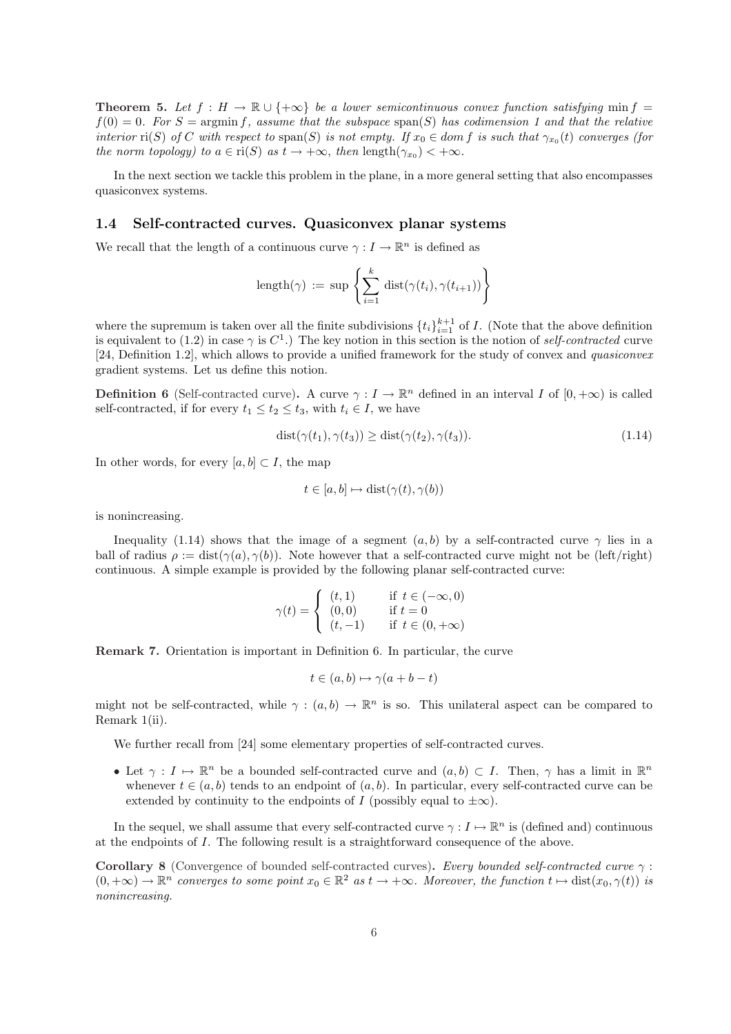**Theorem 5.** *Let $f : H \to \mathbb{R} \cup \{+\infty\}$ be a lower semicontinuous convex function satisfying $\min f = f(0) = 0$. For $S = \operatorname{argmin} f$, assume that the subspace $\operatorname{span}(S)$ has codimension 1 and that the relative interior $\operatorname{ri}(S)$ of $C$ with respect to $\operatorname{span}(S)$ is not empty. If $x_0 \in dom\, f$ is such that $\gamma_{x_0}(t)$ converges (for the norm topology) to $a \in \operatorname{ri}(S)$ as $t \to +\infty$, then $\operatorname{length}(\gamma_{x_0}) < +\infty$.*

In the next section we tackle this problem in the plane, in a more general setting that also encompasses quasiconvex systems.

### 1.4 Self-contracted curves. Quasiconvex planar systems

We recall that the length of a continuous curve $\gamma : I \to \mathbb{R}^n$ is defined as

$$\operatorname{length}(\gamma) := \sup \left\{ \sum_{i=1}^{k} \operatorname{dist}(\gamma(t_i), \gamma(t_{i+1})) \right\}$$

where the supremum is taken over all the finite subdivisions $\{t_i\}_{i=1}^{k+1}$ of $I$. (Note that the above definition is equivalent to (1.2) in case $\gamma$ is $C^1$.) The key notion in this section is the notion of *self-contracted* curve [24, Definition 1.2], which allows to provide a unified framework for the study of convex and *quasiconvex* gradient systems. Let us define this notion.

**Definition 6** (Self-contracted curve)**.** A curve $\gamma : I \to \mathbb{R}^n$ defined in an interval $I$ of $[0, +\infty)$ is called self-contracted, if for every $t_1 \le t_2 \le t_3$, with $t_i \in I$, we have

$$\operatorname{dist}(\gamma(t_1), \gamma(t_3)) \ge \operatorname{dist}(\gamma(t_2), \gamma(t_3)). \tag{1.14}$$

In other words, for every $[a, b] \subset I$, the map

$$t \in [a, b] \mapsto \operatorname{dist}(\gamma(t), \gamma(b))$$

is nonincreasing.

Inequality (1.14) shows that the image of a segment $(a, b)$ by a self-contracted curve $\gamma$ lies in a ball of radius $\rho := \operatorname{dist}(\gamma(a), \gamma(b))$. Note however that a self-contracted curve might not be (left/right) continuous. A simple example is provided by the following planar self-contracted curve:

$$\gamma(t) = \begin{cases} (t, 1) & \text{if } t \in (-\infty, 0) \\ (0, 0) & \text{if } t = 0 \\ (t, -1) & \text{if } t \in (0, +\infty) \end{cases}$$

**Remark 7.** Orientation is important in Definition 6. In particular, the curve

$$t \in (a, b) \mapsto \gamma(a + b - t)$$

might not be self-contracted, while $\gamma : (a, b) \to \mathbb{R}^n$ is so. This unilateral aspect can be compared to Remark 1(ii).

We further recall from [24] some elementary properties of self-contracted curves.

- Let $\gamma : I \mapsto \mathbb{R}^n$ be a bounded self-contracted curve and $(a, b) \subset I$. Then, $\gamma$ has a limit in $\mathbb{R}^n$ whenever $t \in (a, b)$ tends to an endpoint of $(a, b)$. In particular, every self-contracted curve can be extended by continuity to the endpoints of $I$ (possibly equal to $\pm\infty$).

In the sequel, we shall assume that every self-contracted curve $\gamma : I \mapsto \mathbb{R}^n$ is (defined and) continuous at the endpoints of $I$. The following result is a straightforward consequence of the above.

**Corollary 8** (Convergence of bounded self-contracted curves)**.** *Every bounded self-contracted curve $\gamma : (0, +\infty) \to \mathbb{R}^n$ converges to some point $x_0 \in \mathbb{R}^2$ as $t \to +\infty$. Moreover, the function $t \mapsto \operatorname{dist}(x_0, \gamma(t))$ is nonincreasing.*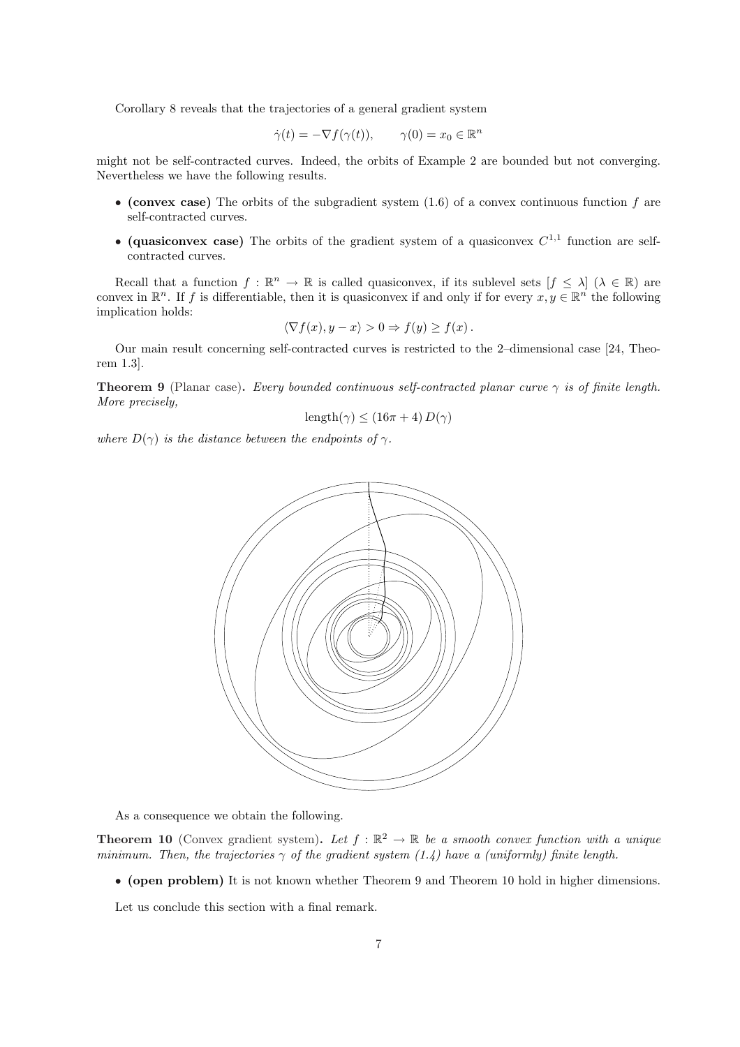Corollary 8 reveals that the trajectories of a general gradient system

$$\dot{\gamma}(t) = -\nabla f(\gamma(t)), \qquad \gamma(0) = x_0 \in \mathbb{R}^n$$

might not be self-contracted curves. Indeed, the orbits of Example 2 are bounded but not converging. Nevertheless we have the following results.

- **(convex case)** The orbits of the subgradient system (1.6) of a convex continuous function $f$ are self-contracted curves.
- **(quasiconvex case)** The orbits of the gradient system of a quasiconvex $C^{1,1}$ function are self-contracted curves.

Recall that a function $f : \mathbb{R}^n \to \mathbb{R}$ is called quasiconvex, if its sublevel sets $[f \leq \lambda]$ $(\lambda \in \mathbb{R})$ are convex in $\mathbb{R}^n$. If $f$ is differentiable, then it is quasiconvex if and only if for every $x, y \in \mathbb{R}^n$ the following implication holds:

$$\langle \nabla f(x), y - x \rangle > 0 \Rightarrow f(y) \geq f(x)\,.$$

Our main result concerning self-contracted curves is restricted to the 2–dimensional case [24, Theorem 1.3].

**Theorem 9** (Planar case)**.** *Every bounded continuous self-contracted planar curve $\gamma$ is of finite length. More precisely,*

$$\text{length}(\gamma) \leq (16\pi + 4)\, D(\gamma)$$

*where $D(\gamma)$ is the distance between the endpoints of $\gamma$.*

As a consequence we obtain the following.

**Theorem 10** (Convex gradient system)**.** *Let $f : \mathbb{R}^2 \to \mathbb{R}$ be a smooth convex function with a unique minimum. Then, the trajectories $\gamma$ of the gradient system (1.4) have a (uniformly) finite length.*

- **(open problem)** It is not known whether Theorem 9 and Theorem 10 hold in higher dimensions.

Let us conclude this section with a final remark.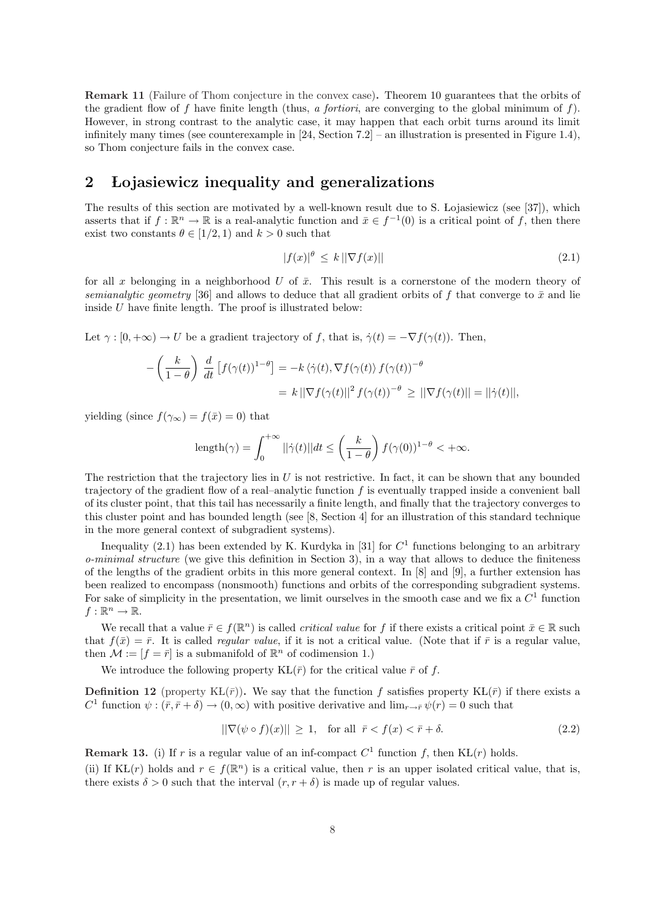**Remark 11** (Failure of Thom conjecture in the convex case)**.** Theorem 10 guarantees that the orbits of the gradient flow of $f$ have finite length (thus, *a fortiori*, are converging to the global minimum of $f$). However, in strong contrast to the analytic case, it may happen that each orbit turns around its limit infinitely many times (see counterexample in [24, Section 7.2] – an illustration is presented in Figure 1.4), so Thom conjecture fails in the convex case.

## 2 Łojasiewicz inequality and generalizations

The results of this section are motivated by a well-known result due to S. Łojasiewicz (see [37]), which asserts that if $f : \mathbb{R}^n \to \mathbb{R}$ is a real-analytic function and $\bar{x} \in f^{-1}(0)$ is a critical point of $f$, then there exist two constants $\theta \in [1/2, 1)$ and $k > 0$ such that

$$|f(x)|^{\theta} \leq k \, ||\nabla f(x)|| \tag{2.1}$$

for all $x$ belonging in a neighborhood $U$ of $\bar{x}$. This result is a cornerstone of the modern theory of *semianalytic geometry* [36] and allows to deduce that all gradient orbits of $f$ that converge to $\bar{x}$ and lie inside $U$ have finite length. The proof is illustrated below:

Let $\gamma : [0, +\infty) \to U$ be a gradient trajectory of $f$, that is, $\dot{\gamma}(t) = -\nabla f(\gamma(t))$. Then,

$$\begin{aligned} -\left(\frac{k}{1-\theta}\right) \frac{d}{dt}\left[f(\gamma(t))^{1-\theta}\right] &= -k \, \langle \dot{\gamma}(t), \nabla f(\gamma(t)) \rangle \, f(\gamma(t))^{-\theta} \\ &= k \, ||\nabla f(\gamma(t)||^2 \, f(\gamma(t))^{-\theta} \geq ||\nabla f(\gamma(t)|| = ||\dot{\gamma}(t)||, \end{aligned}$$

yielding (since $f(\gamma_\infty) = f(\bar{x}) = 0$) that

$$\text{length}(\gamma) = \int_0^{+\infty} ||\dot{\gamma}(t)|| dt \leq \left(\frac{k}{1-\theta}\right) f(\gamma(0))^{1-\theta} < +\infty.$$

The restriction that the trajectory lies in $U$ is not restrictive. In fact, it can be shown that any bounded trajectory of the gradient flow of a real–analytic function $f$ is eventually trapped inside a convenient ball of its cluster point, that this tail has necessarily a finite length, and finally that the trajectory converges to this cluster point and has bounded length (see [8, Section 4] for an illustration of this standard technique in the more general context of subgradient systems).

Inequality (2.1) has been extended by K. Kurdyka in [31] for $C^1$ functions belonging to an arbitrary *o-minimal structure* (we give this definition in Section 3), in a way that allows to deduce the finiteness of the lengths of the gradient orbits in this more general context. In [8] and [9], a further extension has been realized to encompass (nonsmooth) functions and orbits of the corresponding subgradient systems. For sake of simplicity in the presentation, we limit ourselves in the smooth case and we fix a $C^1$ function $f : \mathbb{R}^n \to \mathbb{R}$.

We recall that a value $\bar{r} \in f(\mathbb{R}^n)$ is called *critical value* for $f$ if there exists a critical point $\bar{x} \in \mathbb{R}$ such that $f(\bar{x}) = \bar{r}$. It is called *regular value*, if it is not a critical value. (Note that if $\bar{r}$ is a regular value, then $\mathcal{M} := [f = \bar{r}]$ is a submanifold of $\mathbb{R}^n$ of codimension 1.)

We introduce the following property KŁ($\bar{r}$) for the critical value $\bar{r}$ of $f$.

**Definition 12** (property KŁ($\bar{r}$))**.** We say that the function $f$ satisfies property KŁ($\bar{r}$) if there exists a $C^1$ function $\psi : (\bar{r}, \bar{r} + \delta) \to (0, \infty)$ with positive derivative and $\lim_{r \to \bar{r}} \psi(r) = 0$ such that

$$||\nabla(\psi \circ f)(x)|| \geq 1, \quad \text{for all } \bar{r} < f(x) < \bar{r} + \delta. \tag{2.2}$$

**Remark 13.** (i) If $r$ is a regular value of an inf-compact $C^1$ function $f$, then KŁ($r$) holds.

(ii) If KŁ($r$) holds and $r \in f(\mathbb{R}^n)$ is a critical value, then $r$ is an upper isolated critical value, that is, there exists $\delta > 0$ such that the interval $(r, r + \delta)$ is made up of regular values.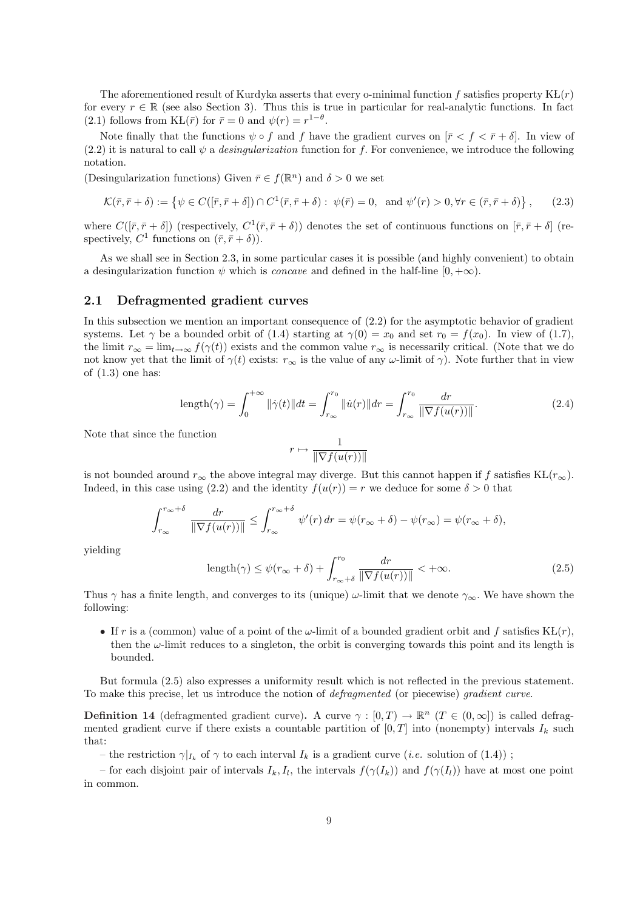The aforementioned result of Kurdyka asserts that every o-minimal function $f$ satisfies property KŁ$(r)$ for every $r \in \mathbb{R}$ (see also Section 3). Thus this is true in particular for real-analytic functions. In fact (2.1) follows from KŁ$(\bar{r})$ for $\bar{r} = 0$ and $\psi(r) = r^{1-\theta}$.

Note finally that the functions $\psi \circ f$ and $f$ have the gradient curves on $[\bar{r} < f < \bar{r} + \delta]$. In view of (2.2) it is natural to call $\psi$ a *desingularization* function for $f$. For convenience, we introduce the following notation.

(Desingularization functions) Given $\bar{r} \in f(\mathbb{R}^n)$ and $\delta > 0$ we set

$$\mathcal{K}(\bar{r}, \bar{r} + \delta) := \left\{ \psi \in C([\bar{r}, \bar{r} + \delta]) \cap C^1(\bar{r}, \bar{r} + \delta) : \ \psi(\bar{r}) = 0, \ \text{ and } \psi'(r) > 0, \forall r \in (\bar{r}, \bar{r} + \delta) \right\}, \qquad (2.3)$$

where $C([\bar{r}, \bar{r} + \delta])$ (respectively, $C^1(\bar{r}, \bar{r} + \delta)$) denotes the set of continuous functions on $[\bar{r}, \bar{r} + \delta]$ (respectively, $C^1$ functions on $(\bar{r}, \bar{r} + \delta)$).

As we shall see in Section 2.3, in some particular cases it is possible (and highly convenient) to obtain a desingularization function $\psi$ which is *concave* and defined in the half-line $[0, +\infty)$.

## 2.1 Defragmented gradient curves

In this subsection we mention an important consequence of (2.2) for the asymptotic behavior of gradient systems. Let $\gamma$ be a bounded orbit of (1.4) starting at $\gamma(0) = x_0$ and set $r_0 = f(x_0)$. In view of (1.7), the limit $r_\infty = \lim_{t \to \infty} f(\gamma(t))$ exists and the common value $r_\infty$ is necessarily critical. (Note that we do not know yet that the limit of $\gamma(t)$ exists: $r_\infty$ is the value of any $\omega$-limit of $\gamma$). Note further that in view of (1.3) one has:

$$\text{length}(\gamma) = \int_0^{+\infty} \|\dot{\gamma}(t)\| dt = \int_{r_\infty}^{r_0} \|\dot{u}(r)\| dr = \int_{r_\infty}^{r_0} \frac{dr}{\|\nabla f(u(r))\|}. \qquad (2.4)$$

Note that since the function

$$r \mapsto \frac{1}{\|\nabla f(u(r))\|}$$

is not bounded around $r_\infty$ the above integral may diverge. But this cannot happen if $f$ satisfies KŁ$(r_\infty)$. Indeed, in this case using (2.2) and the identity $f(u(r)) = r$ we deduce for some $\delta > 0$ that

$$\int_{r_\infty}^{r_\infty + \delta} \frac{dr}{\|\nabla f(u(r))\|} \leq \int_{r_\infty}^{r_\infty + \delta} \psi'(r) \, dr = \psi(r_\infty + \delta) - \psi(r_\infty) = \psi(r_\infty + \delta),$$

yielding

$$\text{length}(\gamma) \leq \psi(r_\infty + \delta) + \int_{r_\infty + \delta}^{r_0} \frac{dr}{\|\nabla f(u(r))\|} < +\infty. \qquad (2.5)$$

Thus $\gamma$ has a finite length, and converges to its (unique) $\omega$-limit that we denote $\gamma_\infty$. We have shown the following:

- If $r$ is a (common) value of a point of the $\omega$-limit of a bounded gradient orbit and $f$ satisfies KŁ$(r)$, then the $\omega$-limit reduces to a singleton, the orbit is converging towards this point and its length is bounded.

But formula (2.5) also expresses a uniformity result which is not reflected in the previous statement. To make this precise, let us introduce the notion of *defragmented* (or piecewise) *gradient curve*.

**Definition 14** (defragmented gradient curve)**.** A curve $\gamma : [0, T) \to \mathbb{R}^n$ ($T \in (0, \infty]$) is called defragmented gradient curve if there exists a countable partition of $[0, T]$ into (nonempty) intervals $I_k$ such that:

– the restriction $\gamma|_{I_k}$ of $\gamma$ to each interval $I_k$ is a gradient curve (*i.e.* solution of (1.4)) ;

– for each disjoint pair of intervals $I_k, I_l$, the intervals $f(\gamma(I_k))$ and $f(\gamma(I_l))$ have at most one point in common.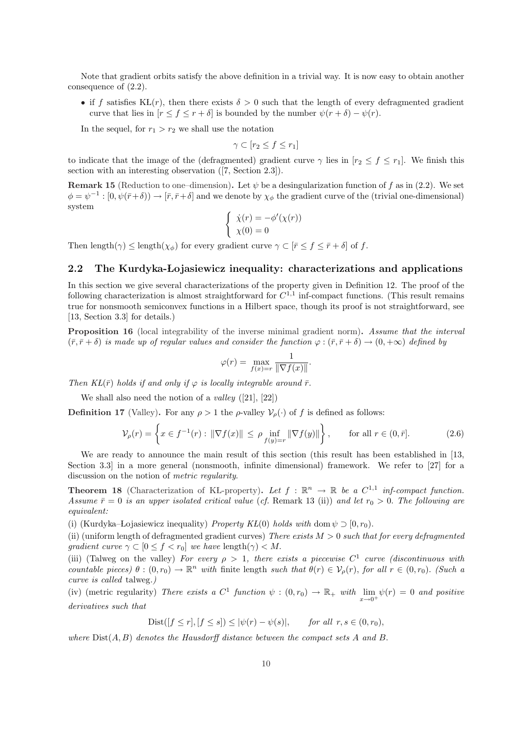Note that gradient orbits satisfy the above definition in a trivial way. It is now easy to obtain another consequence of (2.2).

- if $f$ satisfies $\text{KL}(r)$, then there exists $\delta > 0$ such that the length of every defragmented gradient curve that lies in $[r \le f \le r+\delta]$ is bounded by the number $\psi(r+\delta) - \psi(r)$.

In the sequel, for $r_1 > r_2$ we shall use the notation

$$\gamma \subset [r_2 \le f \le r_1]$$

to indicate that the image of the (defragmented) gradient curve $\gamma$ lies in $[r_2 \le f \le r_1]$. We finish this section with an interesting observation ([7, Section 2.3]).

**Remark 15** (Reduction to one–dimension)**.** Let $\psi$ be a desingularization function of $f$ as in (2.2). We set $\phi = \psi^{-1} : [0, \psi(\bar{r}+\delta)) \to [\bar{r}, \bar{r}+\delta]$ and we denote by $\chi_\phi$ the gradient curve of the (trivial one-dimensional) system

$$\begin{cases} \dot{\chi}(r) = -\phi'(\chi(r)) \\ \chi(0) = 0 \end{cases}$$

Then $\text{length}(\gamma) \le \text{length}(\chi_\phi)$ for every gradient curve $\gamma \subset [\bar{r} \le f \le \bar{r}+\delta]$ of $f$.

## 2.2 The Kurdyka-Łojasiewicz inequality: characterizations and applications

In this section we give several characterizations of the property given in Definition 12. The proof of the following characterization is almost straightforward for $C^{1,1}$ inf-compact functions. (This result remains true for nonsmooth semiconvex functions in a Hilbert space, though its proof is not straightforward, see [13, Section 3.3] for details.)

**Proposition 16** (local integrability of the inverse minimal gradient norm)**.** *Assume that the interval $(\bar{r}, \bar{r}+\delta)$ is made up of regular values and consider the function $\varphi : (\bar{r}, \bar{r}+\delta) \to (0, +\infty)$ defined by*

$$\varphi(r) = \max_{f(x)=r} \frac{1}{\|\nabla f(x)\|}.$$

*Then $KŁ(\bar{r})$ holds if and only if $\varphi$ is locally integrable around $\bar{r}$.*

We shall also need the notion of a *valley* ([21], [22])

**Definition 17** (Valley)**.** For any $\rho > 1$ the $\rho$-valley $\mathcal{V}_\rho(\cdot)$ of $f$ is defined as follows:

$$\mathcal{V}_\rho(r) = \left\{ x \in f^{-1}(r) : \|\nabla f(x)\| \le \rho \inf_{f(y)=r} \|\nabla f(y)\| \right\}, \qquad \text{for all } r \in (0, \bar{r}]. \tag{2.6}$$

We are ready to announce the main result of this section (this result has been established in [13, Section 3.3] in a more general (nonsmooth, infinite dimensional) framework. We refer to [27] for a discussion on the notion of *metric regularity*.

**Theorem 18** (Characterization of KL-property)**.** *Let $f : \mathbb{R}^n \to \mathbb{R}$ be a $C^{1,1}$ inf-compact function. Assume $\bar{r} = 0$ is an upper isolated critical value* (*cf.* Remark 13 (ii)) *and let $r_0 > 0$. The following are equivalent:*

(i) (Kurdyka–Łojasiewicz inequality) *Property $KL(0)$ holds with $\operatorname{dom}\psi \supset [0, r_0)$.*

(ii) (uniform length of defragmented gradient curves) *There exists $M > 0$ such that for every defragmented gradient curve $\gamma \subset [0 \le f < r_0]$ we have $\text{length}(\gamma) < M$.*

(iii) (Talweg on the valley) *For every $\rho > 1$, there exists a piecewise $C^1$ curve (discontinuous with countable pieces) $\theta : (0, r_0) \to \mathbb{R}^n$ with* finite length *such that $\theta(r) \in \mathcal{V}_\rho(r)$, for all $r \in (0, r_0)$. (Such a curve is called* talweg.*)*

(iv) (metric regularity) *There exists a $C^1$ function $\psi : (0, r_0) \to \mathbb{R}_+$ with $\lim_{x \to 0^+} \psi(r) = 0$ and positive derivatives such that*

$$\text{Dist}([f \le r], [f \le s]) \le |\psi(r) - \psi(s)|, \qquad \text{for all } r, s \in (0, r_0),$$

*where $\text{Dist}(A, B)$ denotes the Hausdorff distance between the compact sets $A$ and $B$.*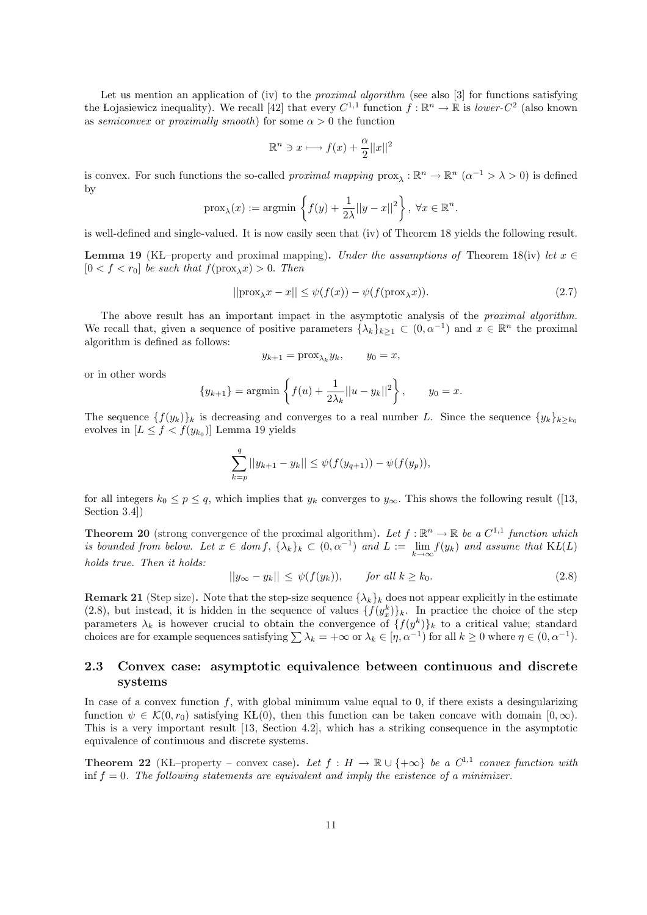Let us mention an application of (iv) to the *proximal algorithm* (see also [3] for functions satisfying the Łojasiewicz inequality). We recall [42] that every $C^{1,1}$ function $f : \mathbb{R}^n \to \mathbb{R}$ is *lower-$C^2$* (also known as *semiconvex* or *proximally smooth*) for some $\alpha > 0$ the function

$$\mathbb{R}^n \ni x \longmapsto f(x) + \frac{\alpha}{2}||x||^2$$

is convex. For such functions the so-called *proximal mapping* $\text{prox}_\lambda : \mathbb{R}^n \to \mathbb{R}^n$ ($\alpha^{-1} > \lambda > 0$) is defined by

$$\text{prox}_\lambda(x) := \text{argmin} \left\{ f(y) + \frac{1}{2\lambda}||y - x||^2 \right\}, \ \forall x \in \mathbb{R}^n.$$

is well-defined and single-valued. It is now easily seen that (iv) of Theorem 18 yields the following result.

**Lemma 19** (KL–property and proximal mapping)**.** *Under the assumptions of* Theorem 18(iv) *let $x \in [0 < f < r_0]$ be such that $f(\text{prox}_\lambda x) > 0$. Then*

$$||\text{prox}_\lambda x - x|| \leq \psi(f(x)) - \psi(f(\text{prox}_\lambda x)). \tag{2.7}$$

The above result has an important impact in the asymptotic analysis of the *proximal algorithm.* We recall that, given a sequence of positive parameters $\{\lambda_k\}_{k\geq 1} \subset (0, \alpha^{-1})$ and $x \in \mathbb{R}^n$ the proximal algorithm is defined as follows:

$$y_{k+1} = \text{prox}_{\lambda_k} y_k, \qquad y_0 = x,$$

or in other words

$$\{y_{k+1}\} = \text{argmin} \left\{ f(u) + \frac{1}{2\lambda_k}||u - y_k||^2 \right\}, \qquad y_0 = x.$$

The sequence $\{f(y_k)\}_k$ is decreasing and converges to a real number $L$. Since the sequence $\{y_k\}_{k\geq k_0}$ evolves in $[L \leq f < f(y_{k_0})]$ Lemma 19 yields

$$\sum_{k=p}^{q} ||y_{k+1} - y_k|| \leq \psi(f(y_{q+1})) - \psi(f(y_p)),$$

for all integers $k_0 \leq p \leq q$, which implies that $y_k$ converges to $y_\infty$. This shows the following result ([13, Section 3.4])

**Theorem 20** (strong convergence of the proximal algorithm)**.** *Let $f : \mathbb{R}^n \to \mathbb{R}$ be a $C^{1,1}$ function which is bounded from below. Let $x \in dom\, f$, $\{\lambda_k\}_k \subset (0, \alpha^{-1})$ and $L := \lim_{k\to\infty} f(y_k)$ and assume that* KL$(L)$ *holds true. Then it holds:*

$$||y_\infty - y_k|| \leq \psi(f(y_k)), \qquad \textit{for all } k \geq k_0. \tag{2.8}$$

**Remark 21** (Step size)**.** Note that the step-size sequence $\{\lambda_k\}_k$ does not appear explicitly in the estimate (2.8), but instead, it is hidden in the sequence of values $\{f(y_x^k)\}_k$. In practice the choice of the step parameters $\lambda_k$ is however crucial to obtain the convergence of $\{f(y^k)\}_k$ to a critical value; standard choices are for example sequences satisfying $\sum \lambda_k = +\infty$ or $\lambda_k \in [\eta, \alpha^{-1})$ for all $k \geq 0$ where $\eta \in (0, \alpha^{-1})$.

## 2.3 Convex case: asymptotic equivalence between continuous and discrete systems

In case of a convex function $f$, with global minimum value equal to 0, if there exists a desingularizing function $\psi \in \mathcal{K}(0, r_0)$ satisfying KL(0), then this function can be taken concave with domain $[0, \infty)$. This is a very important result [13, Section 4.2], which has a striking consequence in the asymptotic equivalence of continuous and discrete systems.

**Theorem 22** (KL–property – convex case)**.** *Let $f : H \to \mathbb{R} \cup \{+\infty\}$ be a $C^{1,1}$ convex function with* $\inf f = 0$*. The following statements are equivalent and imply the existence of a minimizer.*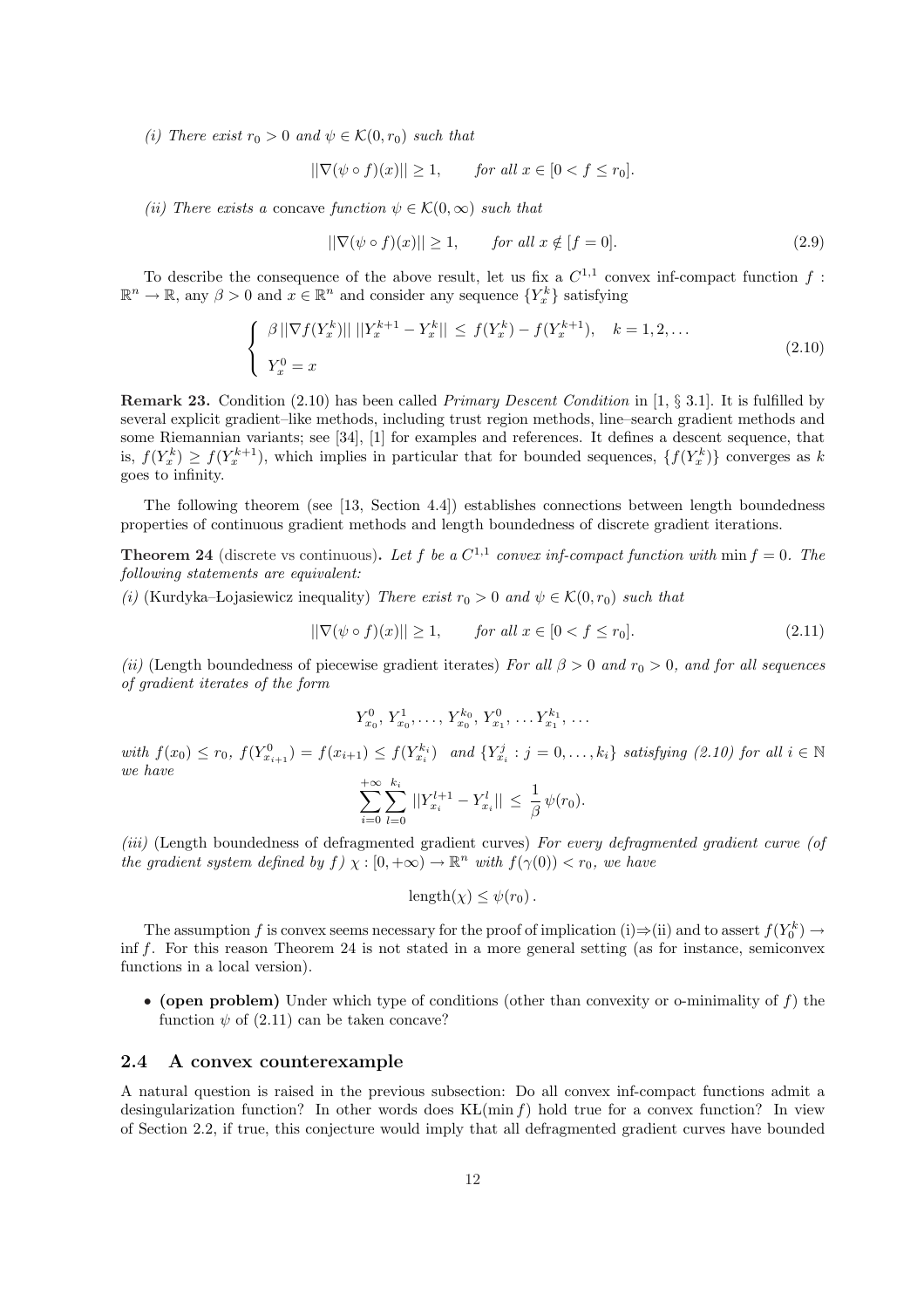*(i) There exist $r_0 > 0$ and $\psi \in \mathcal{K}(0, r_0)$ such that*

$$||\nabla(\psi \circ f)(x)|| \geq 1, \qquad \textit{for all } x \in [0 < f \leq r_0].$$

*(ii) There exists a* concave *function $\psi \in \mathcal{K}(0, \infty)$ such that*

$$||\nabla(\psi \circ f)(x)|| \geq 1, \qquad \textit{for all } x \notin [f = 0]. \tag{2.9}$$

To describe the consequence of the above result, let us fix a $C^{1,1}$ convex inf-compact function $f : \mathbb{R}^n \to \mathbb{R}$, any $\beta > 0$ and $x \in \mathbb{R}^n$ and consider any sequence $\{Y_x^k\}$ satisfying

$$\begin{cases} \beta \, ||\nabla f(Y_x^k)|| \, ||Y_x^{k+1} - Y_x^k|| \leq f(Y_x^k) - f(Y_x^{k+1}), \quad k = 1, 2, \ldots \\ Y_x^0 = x \end{cases} \tag{2.10}$$

**Remark 23.** Condition (2.10) has been called *Primary Descent Condition* in [1, § 3.1]. It is fulfilled by several explicit gradient–like methods, including trust region methods, line–search gradient methods and some Riemannian variants; see [34], [1] for examples and references. It defines a descent sequence, that is, $f(Y_x^k) \geq f(Y_x^{k+1})$, which implies in particular that for bounded sequences, $\{f(Y_x^k)\}$ converges as $k$ goes to infinity.

The following theorem (see [13, Section 4.4]) establishes connections between length boundedness properties of continuous gradient methods and length boundedness of discrete gradient iterations.

**Theorem 24** (discrete vs continuous)**.** *Let $f$ be a $C^{1,1}$ convex inf-compact function with* $\min f = 0$*. The following statements are equivalent:*

*(i)* (Kurdyka–Łojasiewicz inequality) *There exist $r_0 > 0$ and $\psi \in \mathcal{K}(0, r_0)$ such that*

$$||\nabla(\psi \circ f)(x)|| \geq 1, \qquad \textit{for all } x \in [0 < f \leq r_0]. \tag{2.11}$$

*(ii)* (Length boundedness of piecewise gradient iterates) *For all $\beta > 0$ and $r_0 > 0$, and for all sequences of gradient iterates of the form*

$$Y_{x_0}^0, \, Y_{x_0}^1, \ldots, \, Y_{x_0}^{k_0}, \, Y_{x_1}^0, \ldots Y_{x_1}^{k_1}, \ldots$$

*with $f(x_0) \leq r_0$, $f(Y_{x_{i+1}}^0) = f(x_{i+1}) \leq f(Y_{x_i}^{k_i})$ and $\{Y_{x_i}^j : j = 0, \ldots, k_i\}$ satisfying (2.10) for all $i \in \mathbb{N}$ we have*

$$\sum_{i=0}^{+\infty} \sum_{l=0}^{k_i} ||Y_{x_i}^{l+1} - Y_{x_i}^l|| \leq \frac{1}{\beta} \psi(r_0).$$

*(iii)* (Length boundedness of defragmented gradient curves) *For every defragmented gradient curve (of the gradient system defined by $f$) $\chi : [0, +\infty) \to \mathbb{R}^n$ with $f(\gamma(0)) < r_0$, we have*

$$\text{length}(\chi) \leq \psi(r_0) \, .$$

The assumption $f$ is convex seems necessary for the proof of implication (i)⇒(ii) and to assert $f(Y_0^k) \to \inf f$. For this reason Theorem 24 is not stated in a more general setting (as for instance, semiconvex functions in a local version).

- **(open problem)** Under which type of conditions (other than convexity or o-minimality of $f$) the function $\psi$ of (2.11) can be taken concave?

### 2.4 A convex counterexample

A natural question is raised in the previous subsection: Do all convex inf-compact functions admit a desingularization function? In other words does KŁ($\min f$) hold true for a convex function? In view of Section 2.2, if true, this conjecture would imply that all defragmented gradient curves have bounded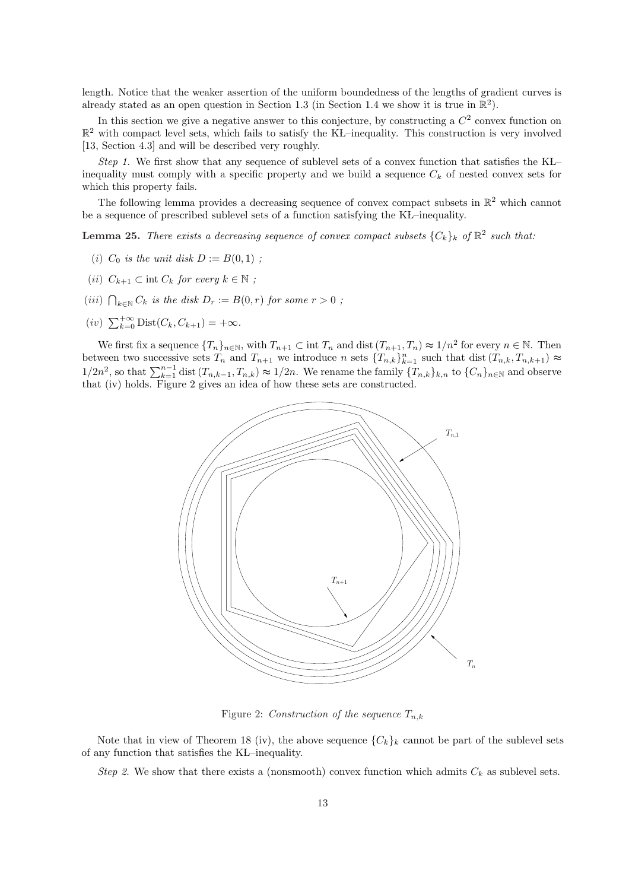length. Notice that the weaker assertion of the uniform boundedness of the lengths of gradient curves is already stated as an open question in Section 1.3 (in Section 1.4 we show it is true in $\mathbb{R}^2$).

In this section we give a negative answer to this conjecture, by constructing a $C^2$ convex function on $\mathbb{R}^2$ with compact level sets, which fails to satisfy the KŁ–inequality. This construction is very involved [13, Section 4.3] and will be described very roughly.

*Step 1.* We first show that any sequence of sublevel sets of a convex function that satisfies the KŁ–inequality must comply with a specific property and we build a sequence $C_k$ of nested convex sets for which this property fails.

The following lemma provides a decreasing sequence of convex compact subsets in $\mathbb{R}^2$ which cannot be a sequence of prescribed sublevel sets of a function satisfying the KŁ–inequality.

**Lemma 25.** *There exists a decreasing sequence of convex compact subsets $\{C_k\}_k$ of $\mathbb{R}^2$ such that:*

(i) *$C_0$ is the unit disk $D := B(0,1)$ ;*

(ii) *$C_{k+1} \subset \operatorname{int} C_k$ for every $k \in \mathbb{N}$ ;*

(iii) *$\bigcap_{k\in\mathbb{N}} C_k$ is the disk $D_r := B(0,r)$ for some $r > 0$ ;*

(iv) *$\sum_{k=0}^{+\infty} \operatorname{Dist}(C_k, C_{k+1}) = +\infty$.*

We first fix a sequence $\{T_n\}_{n\in\mathbb{N}}$, with $T_{n+1} \subset \operatorname{int} T_n$ and $\operatorname{dist}(T_{n+1}, T_n) \approx 1/n^2$ for every $n \in \mathbb{N}$. Then between two successive sets $T_n$ and $T_{n+1}$ we introduce $n$ sets $\{T_{n,k}\}_{k=1}^{n}$ such that $\operatorname{dist}(T_{n,k}, T_{n,k+1}) \approx 1/2n^2$, so that $\sum_{k=1}^{n-1} \operatorname{dist}(T_{n,k-1}, T_{n,k}) \approx 1/2n$. We rename the family $\{T_{n,k}\}_{k,n}$ to $\{C_n\}_{n\in\mathbb{N}}$ and observe that (iv) holds. Figure 2 gives an idea of how these sets are constructed.

Figure 2: *Construction of the sequence $T_{n,k}$*

Note that in view of Theorem 18 (iv), the above sequence $\{C_k\}_k$ cannot be part of the sublevel sets of any function that satisfies the KŁ–inequality.

*Step 2.* We show that there exists a (nonsmooth) convex function which admits $C_k$ as sublevel sets.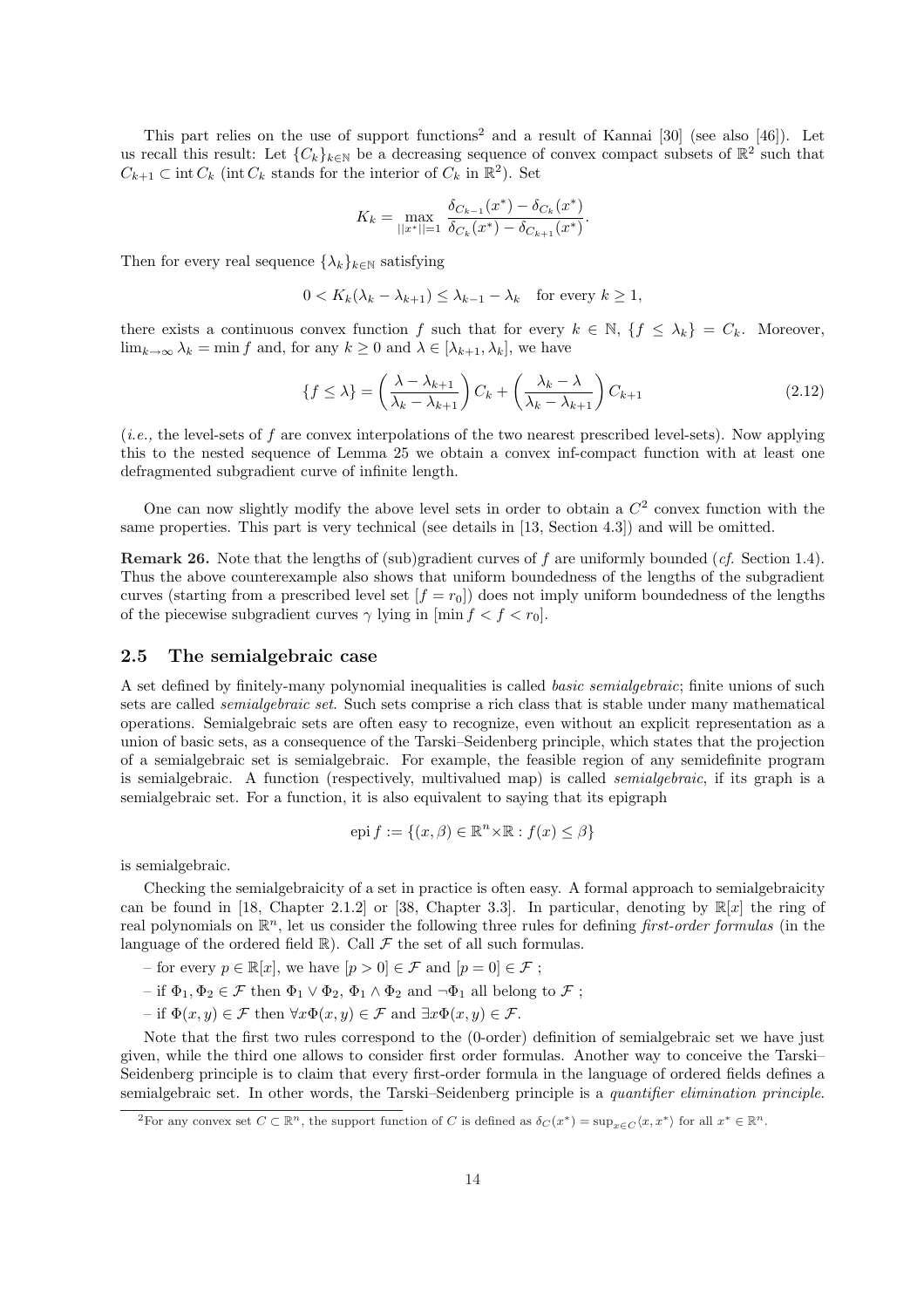This part relies on the use of support functions[2] and a result of Kannai [30] (see also [46]). Let us recall this result: Let $\{C_k\}_{k\in\mathbb{N}}$ be a decreasing sequence of convex compact subsets of $\mathbb{R}^2$ such that $C_{k+1} \subset \operatorname{int} C_k$ ($\operatorname{int} C_k$ stands for the interior of $C_k$ in $\mathbb{R}^2$). Set

$$K_k = \max_{||x^*||=1} \frac{\delta_{C_{k-1}}(x^*) - \delta_{C_k}(x^*)}{\delta_{C_k}(x^*) - \delta_{C_{k+1}}(x^*)}.$$

Then for every real sequence $\{\lambda_k\}_{k\in\mathbb{N}}$ satisfying

$$0 < K_k(\lambda_k - \lambda_{k+1}) \leq \lambda_{k-1} - \lambda_k \quad \text{for every } k \geq 1,$$

there exists a continuous convex function $f$ such that for every $k \in \mathbb{N}$, $\{f \leq \lambda_k\} = C_k$. Moreover, $\lim_{k\to\infty} \lambda_k = \min f$ and, for any $k \geq 0$ and $\lambda \in [\lambda_{k+1}, \lambda_k]$, we have

$$\{f \leq \lambda\} = \left(\frac{\lambda - \lambda_{k+1}}{\lambda_k - \lambda_{k+1}}\right) C_k + \left(\frac{\lambda_k - \lambda}{\lambda_k - \lambda_{k+1}}\right) C_{k+1} \tag{2.12}$$

(*i.e.*, the level-sets of $f$ are convex interpolations of the two nearest prescribed level-sets). Now applying this to the nested sequence of Lemma 25 we obtain a convex inf-compact function with at least one defragmented subgradient curve of infinite length.

One can now slightly modify the above level sets in order to obtain a $C^2$ convex function with the same properties. This part is very technical (see details in [13, Section 4.3]) and will be omitted.

**Remark 26.** Note that the lengths of (sub)gradient curves of $f$ are uniformly bounded (*cf.* Section 1.4). Thus the above counterexample also shows that uniform boundedness of the lengths of the subgradient curves (starting from a prescribed level set $[f = r_0]$) does not imply uniform boundedness of the lengths of the piecewise subgradient curves $\gamma$ lying in $[\min f < f < r_0]$.

## 2.5 The semialgebraic case

A set defined by finitely-many polynomial inequalities is called *basic semialgebraic*; finite unions of such sets are called *semialgebraic set*. Such sets comprise a rich class that is stable under many mathematical operations. Semialgebraic sets are often easy to recognize, even without an explicit representation as a union of basic sets, as a consequence of the Tarski–Seidenberg principle, which states that the projection of a semialgebraic set is semialgebraic. For example, the feasible region of any semidefinite program is semialgebraic. A function (respectively, multivalued map) is called *semialgebraic*, if its graph is a semialgebraic set. For a function, it is also equivalent to saying that its epigraph

$$\operatorname{epi} f := \{(x, \beta) \in \mathbb{R}^n \times \mathbb{R} : f(x) \leq \beta\}$$

is semialgebraic.

Checking the semialgebraicity of a set in practice is often easy. A formal approach to semialgebraicity can be found in [18, Chapter 2.1.2] or [38, Chapter 3.3]. In particular, denoting by $\mathbb{R}[x]$ the ring of real polynomials on $\mathbb{R}^n$, let us consider the following three rules for defining *first-order formulas* (in the language of the ordered field $\mathbb{R}$). Call $\mathcal{F}$ the set of all such formulas.

– for every $p \in \mathbb{R}[x]$, we have $[p > 0] \in \mathcal{F}$ and $[p = 0] \in \mathcal{F}$ ;

– if $\Phi_1, \Phi_2 \in \mathcal{F}$ then $\Phi_1 \vee \Phi_2$, $\Phi_1 \wedge \Phi_2$ and $\neg\Phi_1$ all belong to $\mathcal{F}$ ;

– if $\Phi(x, y) \in \mathcal{F}$ then $\forall x \Phi(x, y) \in \mathcal{F}$ and $\exists x \Phi(x, y) \in \mathcal{F}$.

Note that the first two rules correspond to the (0-order) definition of semialgebraic set we have just given, while the third one allows to consider first order formulas. Another way to conceive the Tarski–Seidenberg principle is to claim that every first-order formula in the language of ordered fields defines a semialgebraic set. In other words, the Tarski–Seidenberg principle is a *quantifier elimination principle.*

[2] For any convex set $C \subset \mathbb{R}^n$, the support function of $C$ is defined as $\delta_C(x^*) = \sup_{x\in C}\langle x, x^*\rangle$ for all $x^* \in \mathbb{R}^n$.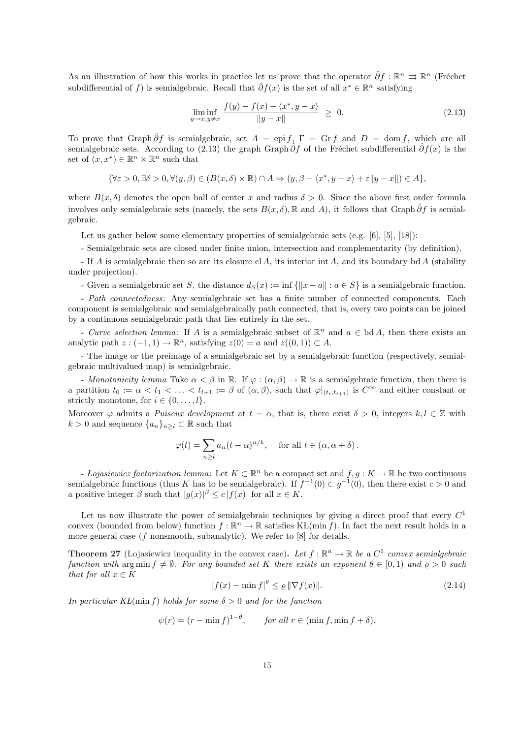As an illustration of how this works in practice let us prove that the operator $\hat{\partial} f : \mathbb{R}^n \rightrightarrows \mathbb{R}^n$ (Fréchet subdifferential of $f$) is semialgebraic. Recall that $\hat{\partial} f(x)$ is the set of all $x^* \in \mathbb{R}^n$ satisfying

$$\liminf_{y \to x, y \neq x} \frac{f(y) - f(x) - \langle x^*, y - x \rangle}{\|y - x\|} \geq 0. \tag{2.13}$$

To prove that Graph $\hat{\partial} f$ is semialgebraic, set $A = \operatorname{epi} f$, $\Gamma = \operatorname{Gr} f$ and $D = \operatorname{dom} f$, which are all semialgebraic sets. According to (2.13) the graph Graph $\hat{\partial} f$ of the Fréchet subdifferential $\hat{\partial} f(x)$ is the set of $(x, x^*) \in \mathbb{R}^n \times \mathbb{R}^n$ such that

$$\{\forall \varepsilon > 0, \exists \delta > 0, \forall (y, \beta) \in (B(x, \delta) \times \mathbb{R}) \cap A \Rightarrow (y, \beta - \langle x^*, y - x \rangle + \varepsilon \|y - x\|) \in A\},$$

where $B(x, \delta)$ denotes the open ball of center $x$ and radius $\delta > 0$. Since the above first order formula involves only semialgebraic sets (namely, the sets $B(x, \delta), \mathbb{R}$ and $A$), it follows that Graph $\hat{\partial} f$ is semialgebraic.

Let us gather below some elementary properties of semialgebraic sets (e.g. [6], [5], [18]):

- Semialgebraic sets are closed under finite union, intersection and complementarity (by definition).

- If $A$ is semialgebraic then so are its closure $\operatorname{cl} A$, its interior $\operatorname{int} A$, and its boundary $\operatorname{bd} A$ (stability under projection).

- Given a semialgebraic set $S$, the distance $d_S(x) := \inf \{\|x - a\| : a \in S\}$ is a semialgebraic function.

- *Path connectedness*: Any semialgebraic set has a finite number of connected components. Each component is semialgebraic and semialgebraically path connected, that is, every two points can be joined by a continuous semialgebraic path that lies entirely in the set.

- *Curve selection lemma*: If $A$ is a semialgebraic subset of $\mathbb{R}^n$ and $a \in \operatorname{bd} A$, then there exists an analytic path $z : (-1, 1) \to \mathbb{R}^n$, satisfying $z(0) = a$ and $z((0, 1)) \subset A$.

- The image or the preimage of a semialgebraic set by a semialgebraic function (respectively, semialgebraic multivalued map) is semialgebraic.

- *Monotonicity lemma* Take $\alpha < \beta$ in $\mathbb{R}$. If $\varphi : (\alpha, \beta) \to \mathbb{R}$ is a semialgebraic function, then there is a partition $t_0 := \alpha < t_1 < \ldots < t_{l+1} := \beta$ of $(\alpha, \beta)$, such that $\varphi|_{(t_i, t_{i+1})}$ is $C^\infty$ and either constant or strictly monotone, for $i \in \{0, \ldots, l\}$.
Moreover $\varphi$ admits a *Puiseux development* at $t = \alpha$, that is, there exist $\delta > 0$, integers $k, l \in \mathbb{Z}$ with $k > 0$ and sequence $\{a_n\}_{n \geq l} \subset \mathbb{R}$ such that

$$\varphi(t) = \sum_{n \geq l} a_n (t - \alpha)^{n/k}, \quad \text{for all } t \in (\alpha, \alpha + \delta).$$

- *Lojasiewicz factorization lemma*: Let $K \subset \mathbb{R}^n$ be a compact set and $f, g : K \to \mathbb{R}$ be two continuous semialgebraic functions (thus $K$ has to be semialgebraic). If $f^{-1}(0) \subset g^{-1}(0)$, then there exist $c > 0$ and a positive integer $\beta$ such that $|g(x)|^\beta \leq c\,|f(x)|$ for all $x \in K$.

Let us now illustrate the power of semialgebraic techniques by giving a direct proof that every $C^1$ convex (bounded from below) function $f : \mathbb{R}^n \to \mathbb{R}$ satisfies KŁ($\min f$). In fact the next result holds in a more general case ($f$ nonsmooth, subanalytic). We refer to [8] for details.

**Theorem 27** (Lojasiewicz inequality in the convex case)**.** *Let $f : \mathbb{R}^n \to \mathbb{R}$ be a $C^1$ convex semialgebraic function with $\arg\min f \neq \emptyset$. For any bounded set $K$ there exists an exponent $\theta \in [0, 1)$ and $\varrho > 0$ such that for all $x \in K$*

$$|f(x) - \min f|^\theta \leq \varrho \, \|\nabla f(x)\|. \tag{2.14}$$

*In particular KŁ($\min f$) holds for some $\delta > 0$ and for the function*

$$\psi(r) = (r - \min f)^{1-\theta}, \qquad \textit{for all } r \in (\min f, \min f + \delta).$$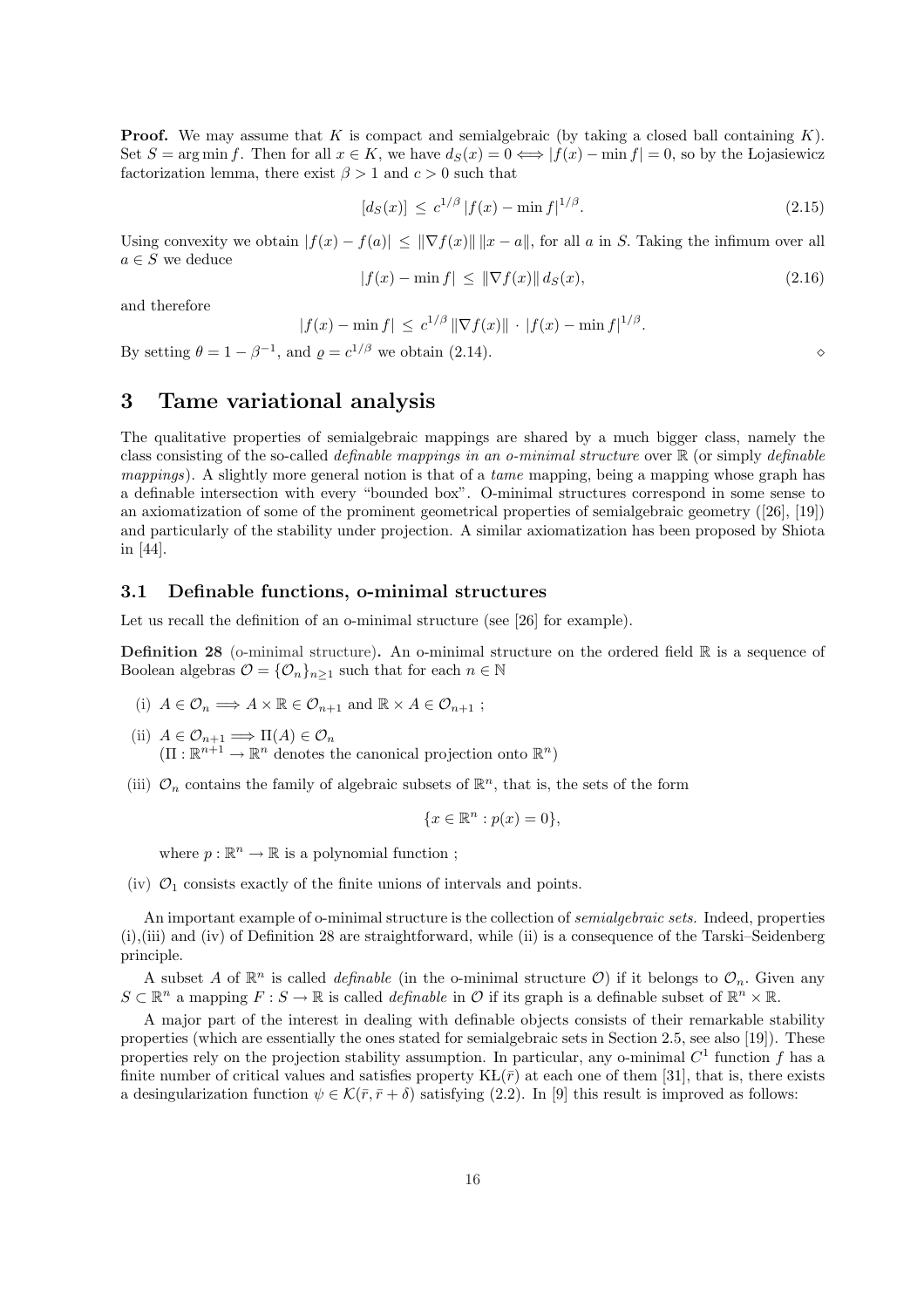**Proof.** We may assume that $K$ is compact and semialgebraic (by taking a closed ball containing $K$). Set $S = \arg\min f$. Then for all $x \in K$, we have $d_S(x) = 0 \iff |f(x) - \min f| = 0$, so by the Łojasiewicz factorization lemma, there exist $\beta > 1$ and $c > 0$ such that

$$[d_S(x)] \leq c^{1/\beta} |f(x) - \min f|^{1/\beta}. \tag{2.15}$$

Using convexity we obtain $|f(x) - f(a)| \leq \|\nabla f(x)\| \|x - a\|$, for all $a$ in $S$. Taking the infimum over all $a \in S$ we deduce

$$|f(x) - \min f| \leq \|\nabla f(x)\| \, d_S(x), \tag{2.16}$$

and therefore

$$|f(x) - \min f| \leq c^{1/\beta} \|\nabla f(x)\| \cdot |f(x) - \min f|^{1/\beta}.$$

By setting $\theta = 1 - \beta^{-1}$, and $\varrho = c^{1/\beta}$ we obtain (2.14). $\diamond$

# 3 Tame variational analysis

The qualitative properties of semialgebraic mappings are shared by a much bigger class, namely the class consisting of the so-called *definable mappings in an o-minimal structure* over $\mathbb{R}$ (or simply *definable mappings*). A slightly more general notion is that of a *tame* mapping, being a mapping whose graph has a definable intersection with every "bounded box". O-minimal structures correspond in some sense to an axiomatization of some of the prominent geometrical properties of semialgebraic geometry ([26], [19]) and particularly of the stability under projection. A similar axiomatization has been proposed by Shiota in [44].

## 3.1 Definable functions, o-minimal structures

Let us recall the definition of an o-minimal structure (see [26] for example).

**Definition 28** (o-minimal structure)**.** An o-minimal structure on the ordered field $\mathbb{R}$ is a sequence of Boolean algebras $\mathcal{O} = \{\mathcal{O}_n\}_{n \geq 1}$ such that for each $n \in \mathbb{N}$

(i) $A \in \mathcal{O}_n \Longrightarrow A \times \mathbb{R} \in \mathcal{O}_{n+1}$ and $\mathbb{R} \times A \in \mathcal{O}_{n+1}$ ;

(ii) $A \in \mathcal{O}_{n+1} \Longrightarrow \Pi(A) \in \mathcal{O}_n$
($\Pi : \mathbb{R}^{n+1} \to \mathbb{R}^n$ denotes the canonical projection onto $\mathbb{R}^n$)

(iii) $\mathcal{O}_n$ contains the family of algebraic subsets of $\mathbb{R}^n$, that is, the sets of the form

$$\{x \in \mathbb{R}^n : p(x) = 0\},$$

where $p : \mathbb{R}^n \to \mathbb{R}$ is a polynomial function ;

(iv) $\mathcal{O}_1$ consists exactly of the finite unions of intervals and points.

An important example of o-minimal structure is the collection of *semialgebraic sets.* Indeed, properties (i),(iii) and (iv) of Definition 28 are straightforward, while (ii) is a consequence of the Tarski–Seidenberg principle.

A subset $A$ of $\mathbb{R}^n$ is called *definable* (in the o-minimal structure $\mathcal{O}$) if it belongs to $\mathcal{O}_n$. Given any $S \subset \mathbb{R}^n$ a mapping $F : S \to \mathbb{R}$ is called *definable* in $\mathcal{O}$ if its graph is a definable subset of $\mathbb{R}^n \times \mathbb{R}$.

A major part of the interest in dealing with definable objects consists of their remarkable stability properties (which are essentially the ones stated for semialgebraic sets in Section 2.5, see also [19]). These properties rely on the projection stability assumption. In particular, any o-minimal $C^1$ function $f$ has a finite number of critical values and satisfies property $\mathrm{KL}(\bar{r})$ at each one of them [31], that is, there exists a desingularization function $\psi \in \mathcal{K}(\bar{r}, \bar{r} + \delta)$ satisfying (2.2). In [9] this result is improved as follows: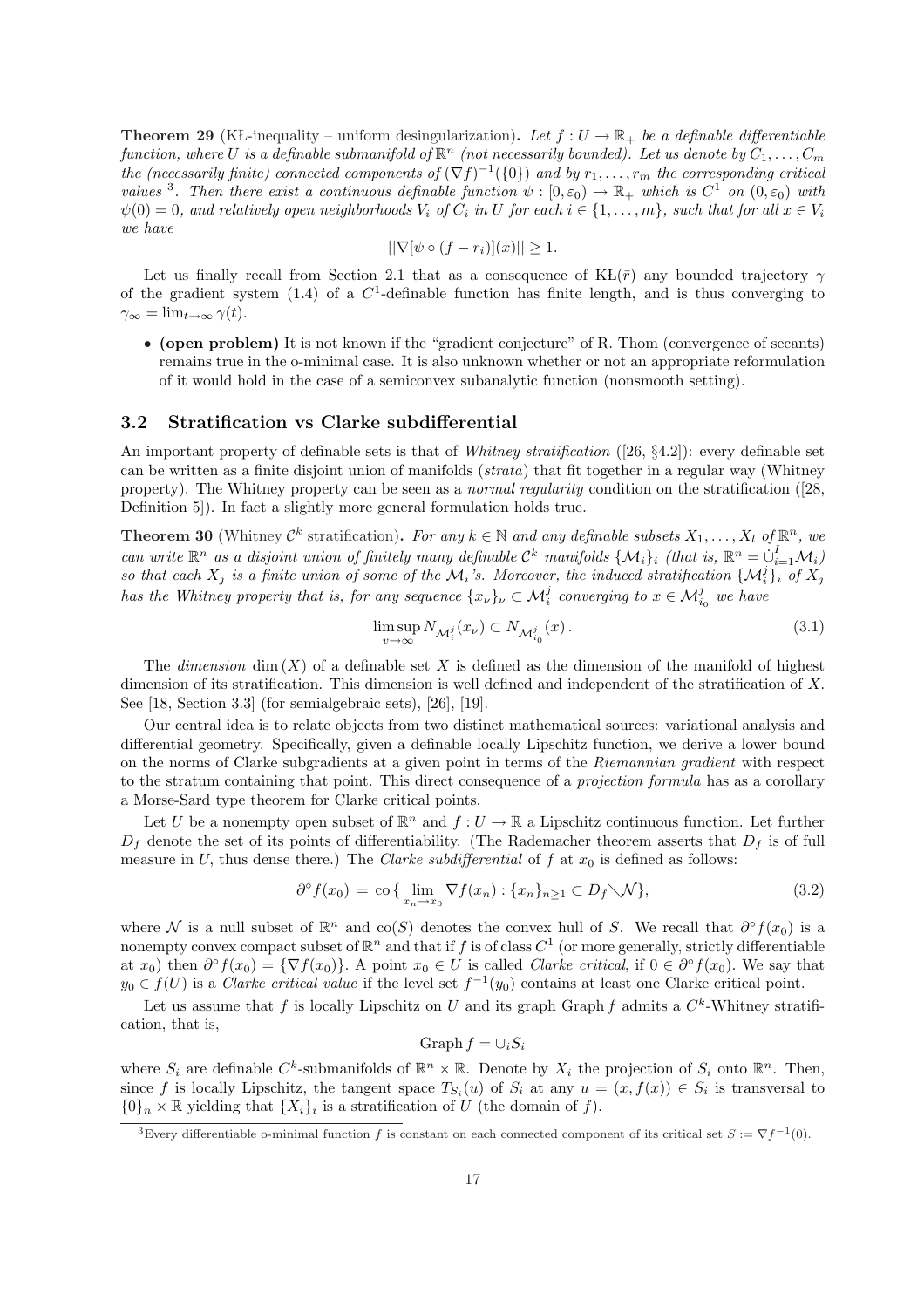**Theorem 29** (KL-inequality – uniform desingularization)**.** *Let $f : U \to \mathbb{R}_+$ be a definable differentiable function, where $U$ is a definable submanifold of $\mathbb{R}^n$ (not necessarily bounded). Let us denote by $C_1, \ldots, C_m$ the (necessarily finite) connected components of $(\nabla f)^{-1}(\{0\})$ and by $r_1, \ldots, r_m$ the corresponding critical values* [3]*. Then there exist a continuous definable function $\psi : [0, \varepsilon_0) \to \mathbb{R}_+$ which is $C^1$ on $(0, \varepsilon_0)$ with $\psi(0) = 0$, and relatively open neighborhoods $V_i$ of $C_i$ in $U$ for each $i \in \{1, \ldots, m\}$, such that for all $x \in V_i$ we have*

$$||\nabla[\psi \circ (f - r_i)](x)|| \geq 1.$$

Let us finally recall from Section 2.1 that as a consequence of KL$(\bar{r})$ any bounded trajectory $\gamma$ of the gradient system (1.4) of a $C^1$-definable function has finite length, and is thus converging to $\gamma_\infty = \lim_{t\to\infty} \gamma(t)$.

- **(open problem)** It is not known if the "gradient conjecture" of R. Thom (convergence of secants) remains true in the o-minimal case. It is also unknown whether or not an appropriate reformulation of it would hold in the case of a semiconvex subanalytic function (nonsmooth setting).

### 3.2 Stratification vs Clarke subdifferential

An important property of definable sets is that of *Whitney stratification* ([26, §4.2]): every definable set can be written as a finite disjoint union of manifolds (*strata*) that fit together in a regular way (Whitney property). The Whitney property can be seen as a *normal regularity* condition on the stratification ([28, Definition 5]). In fact a slightly more general formulation holds true.

**Theorem 30** (Whitney $\mathcal{C}^k$ stratification)**.** *For any $k \in \mathbb{N}$ and any definable subsets $X_1, \ldots, X_l$ of $\mathbb{R}^n$, we can write $\mathbb{R}^n$ as a disjoint union of finitely many definable $\mathcal{C}^k$ manifolds $\{\mathcal{M}_i\}_i$ (that is, $\mathbb{R}^n = \dot\cup_{i=1}^{I} \mathcal{M}_i$) so that each $X_j$ is a finite union of some of the $\mathcal{M}_i$'s. Moreover, the induced stratification $\{\mathcal{M}_i^j\}_i$ of $X_j$ has the Whitney property that is, for any sequence $\{x_\nu\}_\nu \subset \mathcal{M}_i^j$ converging to $x \in \mathcal{M}_{i_0}^j$ we have*

$$\limsup_{v\to\infty} N_{\mathcal{M}_i^j}(x_\nu) \subset N_{\mathcal{M}_{i_0}^j}(x)\,. \tag{3.1}$$

The *dimension* $\dim(X)$ of a definable set $X$ is defined as the dimension of the manifold of highest dimension of its stratification. This dimension is well defined and independent of the stratification of $X$. See [18, Section 3.3] (for semialgebraic sets), [26], [19].

Our central idea is to relate objects from two distinct mathematical sources: variational analysis and differential geometry. Specifically, given a definable locally Lipschitz function, we derive a lower bound on the norms of Clarke subgradients at a given point in terms of the *Riemannian gradient* with respect to the stratum containing that point. This direct consequence of a *projection formula* has as a corollary a Morse-Sard type theorem for Clarke critical points.

Let $U$ be a nonempty open subset of $\mathbb{R}^n$ and $f : U \to \mathbb{R}$ a Lipschitz continuous function. Let further $D_f$ denote the set of its points of differentiability. (The Rademacher theorem asserts that $D_f$ is of full measure in $U$, thus dense there.) The *Clarke subdifferential* of $f$ at $x_0$ is defined as follows:

$$\partial^\circ f(x_0) \,=\, \mathrm{co}\,\{\lim_{x_n\to x_0} \nabla f(x_n) : \{x_n\}_{n\geq 1} \subset D_f \diagdown \mathcal{N}\}, \tag{3.2}$$

where $\mathcal{N}$ is a null subset of $\mathbb{R}^n$ and $\mathrm{co}(S)$ denotes the convex hull of $S$. We recall that $\partial^\circ f(x_0)$ is a nonempty convex compact subset of $\mathbb{R}^n$ and that if $f$ is of class $C^1$ (or more generally, strictly differentiable at $x_0$) then $\partial^\circ f(x_0) = \{\nabla f(x_0)\}$. A point $x_0 \in U$ is called *Clarke critical*, if $0 \in \partial^\circ f(x_0)$. We say that $y_0 \in f(U)$ is a *Clarke critical value* if the level set $f^{-1}(y_0)$ contains at least one Clarke critical point.

Let us assume that $f$ is locally Lipschitz on $U$ and its graph Graph $f$ admits a $C^k$-Whitney stratification, that is,

$$\mathrm{Graph}\, f = \cup_i S_i$$

where $S_i$ are definable $C^k$-submanifolds of $\mathbb{R}^n \times \mathbb{R}$. Denote by $X_i$ the projection of $S_i$ onto $\mathbb{R}^n$. Then, since $f$ is locally Lipschitz, the tangent space $T_{S_i}(u)$ of $S_i$ at any $u = (x, f(x)) \in S_i$ is transversal to $\{0\}_n \times \mathbb{R}$ yielding that $\{X_i\}_i$ is a stratification of $U$ (the domain of $f$).

[3] Every differentiable o-minimal function $f$ is constant on each connected component of its critical set $S := \nabla f^{-1}(0)$.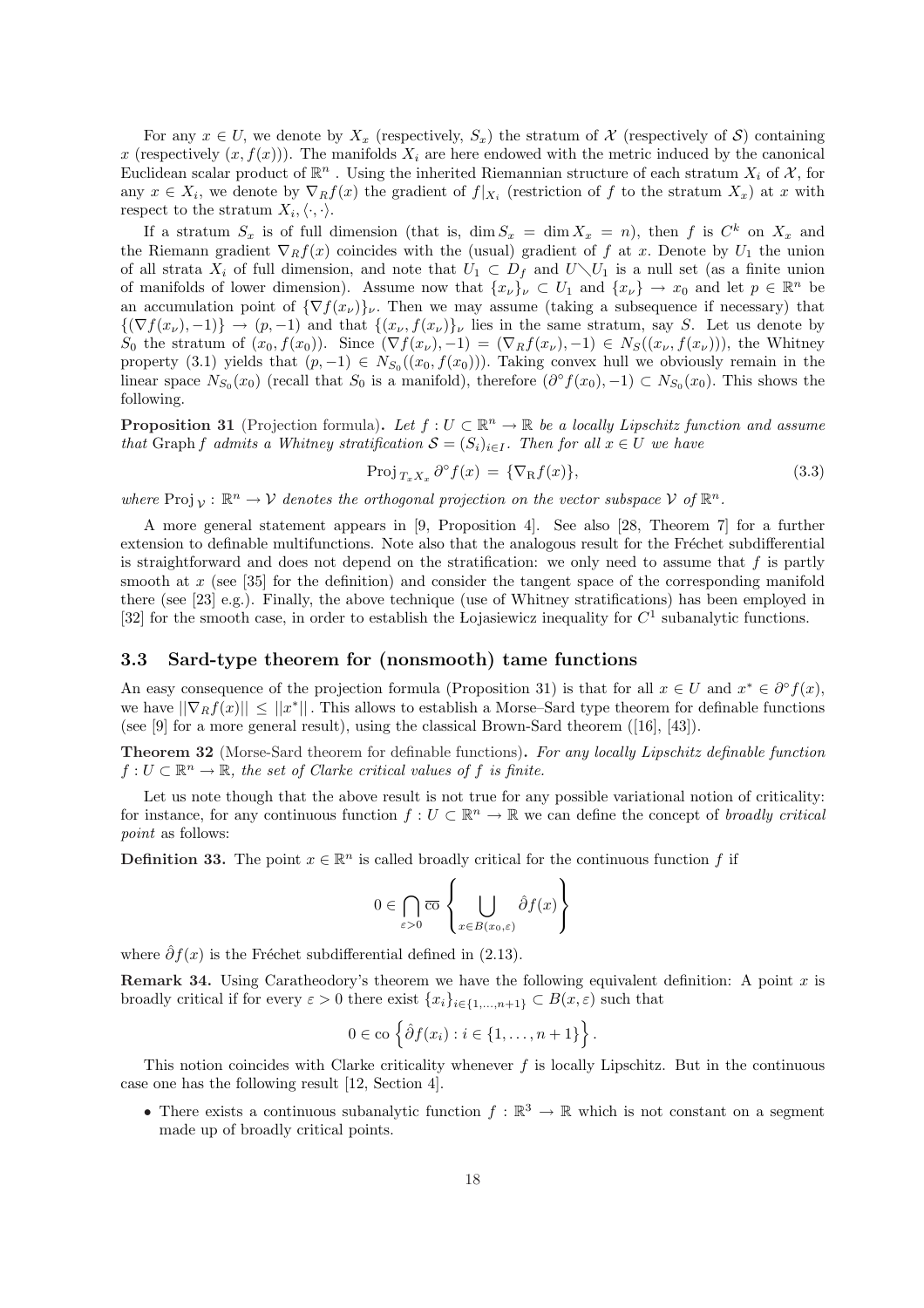For any $x \in U$, we denote by $X_x$ (respectively, $S_x$) the stratum of $\mathcal{X}$ (respectively of $\mathcal{S}$) containing $x$ (respectively $(x, f(x))$). The manifolds $X_i$ are here endowed with the metric induced by the canonical Euclidean scalar product of $\mathbb{R}^n$ . Using the inherited Riemannian structure of each stratum $X_i$ of $\mathcal{X}$, for any $x \in X_i$, we denote by $\nabla_R f(x)$ the gradient of $f|_{X_i}$ (restriction of $f$ to the stratum $X_x$) at $x$ with respect to the stratum $X_i, \langle\cdot,\cdot\rangle$.

If a stratum $S_x$ is of full dimension (that is, $\dim S_x = \dim X_x = n$), then $f$ is $C^k$ on $X_x$ and the Riemann gradient $\nabla_R f(x)$ coincides with the (usual) gradient of $f$ at $x$. Denote by $U_1$ the union of all strata $X_i$ of full dimension, and note that $U_1 \subset D_f$ and $U \diagdown U_1$ is a null set (as a finite union of manifolds of lower dimension). Assume now that $\{x_\nu\}_\nu \subset U_1$ and $\{x_\nu\} \to x_0$ and let $p \in \mathbb{R}^n$ be an accumulation point of $\{\nabla f(x_\nu)\}_\nu$. Then we may assume (taking a subsequence if necessary) that $\{(\nabla f(x_\nu), -1)\} \to (p, -1)$ and that $\{(x_\nu, f(x_\nu)\}_\nu$ lies in the same stratum, say $S$. Let us denote by $S_0$ the stratum of $(x_0, f(x_0))$. Since $(\nabla f(x_\nu), -1) = (\nabla_R f(x_\nu), -1) \in N_S((x_\nu, f(x_\nu)))$, the Whitney property (3.1) yields that $(p, -1) \in N_{S_0}((x_0, f(x_0)))$. Taking convex hull we obviously remain in the linear space $N_{S_0}(x_0)$ (recall that $S_0$ is a manifold), therefore $(\partial^\circ f(x_0), -1) \subset N_{S_0}(x_0)$. This shows the following.

**Proposition 31** (Projection formula). *Let $f : U \subset \mathbb{R}^n \to \mathbb{R}$ be a locally Lipschitz function and assume that* Graph $f$ *admits a Whitney stratification $\mathcal{S} = (S_i)_{i \in I}$. Then for all $x \in U$ we have*

$$\operatorname{Proj}_{T_x X_x} \partial^\circ f(x) = \{\nabla_{\mathrm{R}} f(x)\}, \tag{3.3}$$

*where $\operatorname{Proj}_{\mathcal{V}} : \mathbb{R}^n \to \mathcal{V}$ denotes the orthogonal projection on the vector subspace $\mathcal{V}$ of $\mathbb{R}^n$.*

A more general statement appears in [9, Proposition 4]. See also [28, Theorem 7] for a further extension to definable multifunctions. Note also that the analogous result for the Fréchet subdifferential is straightforward and does not depend on the stratification: we only need to assume that $f$ is partly smooth at $x$ (see [35] for the definition) and consider the tangent space of the corresponding manifold there (see [23] e.g.). Finally, the above technique (use of Whitney stratifications) has been employed in [32] for the smooth case, in order to establish the Łojasiewicz inequality for $C^1$ subanalytic functions.

### 3.3 Sard-type theorem for (nonsmooth) tame functions

An easy consequence of the projection formula (Proposition 31) is that for all $x \in U$ and $x^* \in \partial^\circ f(x)$, we have $||\nabla_R f(x)|| \leq ||x^*||$ . This allows to establish a Morse–Sard type theorem for definable functions (see [9] for a more general result), using the classical Brown-Sard theorem ([16], [43]).

**Theorem 32** (Morse-Sard theorem for definable functions). *For any locally Lipschitz definable function $f : U \subset \mathbb{R}^n \to \mathbb{R}$, the set of Clarke critical values of $f$ is finite.*

Let us note though that the above result is not true for any possible variational notion of criticality: for instance, for any continuous function $f : U \subset \mathbb{R}^n \to \mathbb{R}$ we can define the concept of *broadly critical point* as follows:

**Definition 33.** The point $x \in \mathbb{R}^n$ is called broadly critical for the continuous function $f$ if

$$0 \in \bigcap_{\varepsilon > 0} \overline{\text{co}} \left\{ \bigcup_{x \in B(x_0, \varepsilon)} \hat{\partial} f(x) \right\}$$

where $\hat{\partial} f(x)$ is the Fréchet subdifferential defined in (2.13).

**Remark 34.** Using Caratheodory's theorem we have the following equivalent definition: A point $x$ is broadly critical if for every $\varepsilon > 0$ there exist $\{x_i\}_{i \in \{1,\ldots,n+1\}} \subset B(x, \varepsilon)$ such that

$$0 \in \text{co} \left\{ \hat{\partial} f(x_i) : i \in \{1, \ldots, n+1\} \right\}.$$

This notion coincides with Clarke criticality whenever $f$ is locally Lipschitz. But in the continuous case one has the following result [12, Section 4].

- There exists a continuous subanalytic function $f : \mathbb{R}^3 \to \mathbb{R}$ which is not constant on a segment made up of broadly critical points.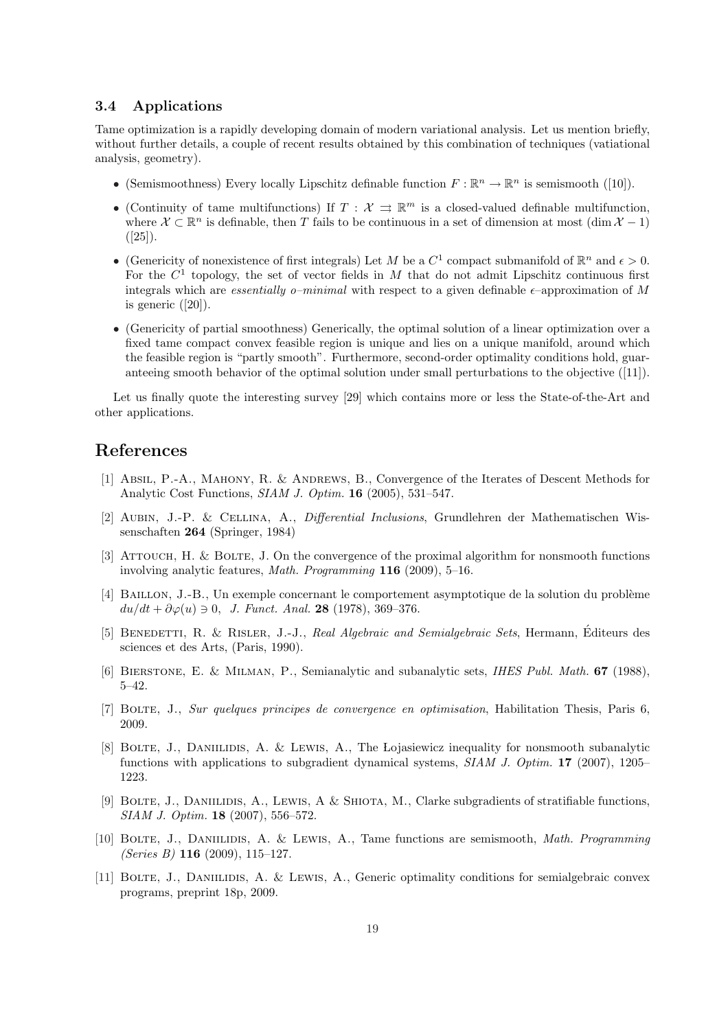### 3.4 Applications

Tame optimization is a rapidly developing domain of modern variational analysis. Let us mention briefly, without further details, a couple of recent results obtained by this combination of techniques (vatiational analysis, geometry).

- (Semismoothness) Every locally Lipschitz definable function $F : \mathbb{R}^n \to \mathbb{R}^n$ is semismooth ([10]).
- (Continuity of tame multifunctions) If $T : \mathcal{X} \rightrightarrows \mathbb{R}^m$ is a closed-valued definable multifunction, where $\mathcal{X} \subset \mathbb{R}^n$ is definable, then $T$ fails to be continuous in a set of dimension at most $(\dim \mathcal{X} - 1)$ ([25]).
- (Genericity of nonexistence of first integrals) Let $M$ be a $C^1$ compact submanifold of $\mathbb{R}^n$ and $\epsilon > 0$. For the $C^1$ topology, the set of vector fields in $M$ that do not admit Lipschitz continuous first integrals which are *essentially o–minimal* with respect to a given definable $\epsilon$–approximation of $M$ is generic ([20]).
- (Genericity of partial smoothness) Generically, the optimal solution of a linear optimization over a fixed tame compact convex feasible region is unique and lies on a unique manifold, around which the feasible region is "partly smooth". Furthermore, second-order optimality conditions hold, guaranteeing smooth behavior of the optimal solution under small perturbations to the objective ([11]).

Let us finally quote the interesting survey [29] which contains more or less the State-of-the-Art and other applications.

## References

[1] Absil, P.-A., Mahony, R. & Andrews, B., Convergence of the Iterates of Descent Methods for Analytic Cost Functions, *SIAM J. Optim.* **16** (2005), 531–547.

[2] Aubin, J.-P. & Cellina, A., *Differential Inclusions*, Grundlehren der Mathematischen Wissenschaften **264** (Springer, 1984)

[3] Attouch, H. & Bolte, J. On the convergence of the proximal algorithm for nonsmooth functions involving analytic features, *Math. Programming* **116** (2009), 5–16.

[4] Baillon, J.-B., Un exemple concernant le comportement asymptotique de la solution du problème $du/dt + \partial\varphi(u) \ni 0$, *J. Funct. Anal.* **28** (1978), 369–376.

[5] Benedetti, R. & Risler, J.-J., *Real Algebraic and Semialgebraic Sets*, Hermann, Éditeurs des sciences et des Arts, (Paris, 1990).

[6] Bierstone, E. & Milman, P., Semianalytic and subanalytic sets, *IHES Publ. Math.* **67** (1988), 5–42.

[7] Bolte, J., *Sur quelques principes de convergence en optimisation*, Habilitation Thesis, Paris 6, 2009.

[8] Bolte, J., Daniilidis, A. & Lewis, A., The Łojasiewicz inequality for nonsmooth subanalytic functions with applications to subgradient dynamical systems, *SIAM J. Optim.* **17** (2007), 1205–1223.

[9] Bolte, J., Daniilidis, A., Lewis, A & Shiota, M., Clarke subgradients of stratifiable functions, *SIAM J. Optim.* **18** (2007), 556–572.

[10] Bolte, J., Daniilidis, A. & Lewis, A., Tame functions are semismooth, *Math. Programming (Series B)* **116** (2009), 115–127.

[11] Bolte, J., Daniilidis, A. & Lewis, A., Generic optimality conditions for semialgebraic convex programs, preprint 18p, 2009.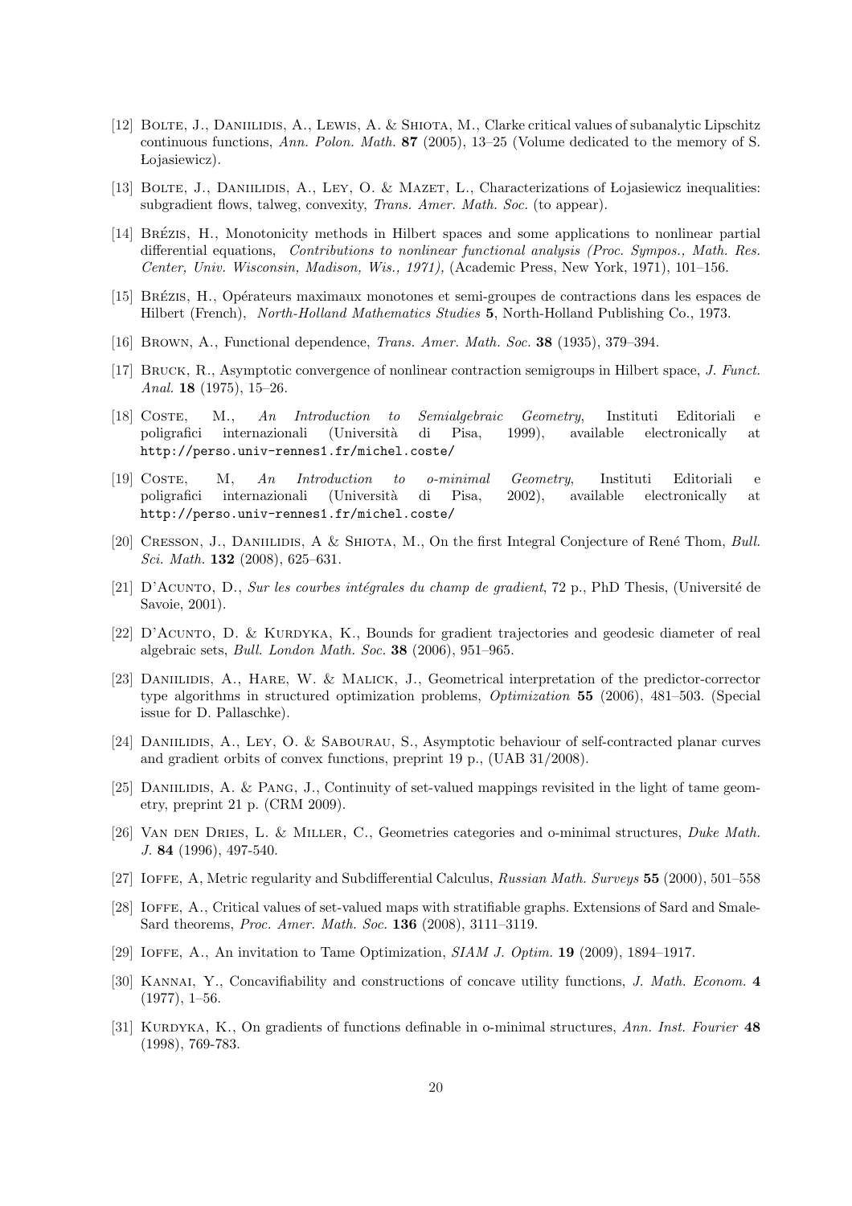[12] Bolte, J., Daniilidis, A., Lewis, A. & Shiota, M., Clarke critical values of subanalytic Lipschitz continuous functions, *Ann. Polon. Math.* **87** (2005), 13–25 (Volume dedicated to the memory of S. Łojasiewicz).

[13] Bolte, J., Daniilidis, A., Ley, O. & Mazet, L., Characterizations of Łojasiewicz inequalities: subgradient flows, talweg, convexity, *Trans. Amer. Math. Soc.* (to appear).

[14] Brézis, H., Monotonicity methods in Hilbert spaces and some applications to nonlinear partial differential equations, *Contributions to nonlinear functional analysis (Proc. Sympos., Math. Res. Center, Univ. Wisconsin, Madison, Wis., 1971),* (Academic Press, New York, 1971), 101–156.

[15] Brézis, H., Opérateurs maximaux monotones et semi-groupes de contractions dans les espaces de Hilbert (French), *North-Holland Mathematics Studies* **5**, North-Holland Publishing Co., 1973.

[16] Brown, A., Functional dependence, *Trans. Amer. Math. Soc.* **38** (1935), 379–394.

[17] Bruck, R., Asymptotic convergence of nonlinear contraction semigroups in Hilbert space, *J. Funct. Anal.* **18** (1975), 15–26.

[18] Coste, M., *An Introduction to Semialgebraic Geometry*, Instituti Editoriali e poligrafici internazionali (Università di Pisa, 1999), available electronically at `http://perso.univ-rennes1.fr/michel.coste/`

[19] Coste, M, *An Introduction to o-minimal Geometry*, Instituti Editoriali e poligrafici internazionali (Università di Pisa, 2002), available electronically at `http://perso.univ-rennes1.fr/michel.coste/`

[20] Cresson, J., Daniilidis, A & Shiota, M., On the first Integral Conjecture of René Thom, *Bull. Sci. Math.* **132** (2008), 625–631.

[21] D'Acunto, D., *Sur les courbes intégrales du champ de gradient*, 72 p., PhD Thesis, (Université de Savoie, 2001).

[22] D'Acunto, D. & Kurdyka, K., Bounds for gradient trajectories and geodesic diameter of real algebraic sets, *Bull. London Math. Soc.* **38** (2006), 951–965.

[23] Daniilidis, A., Hare, W. & Malick, J., Geometrical interpretation of the predictor-corrector type algorithms in structured optimization problems, *Optimization* **55** (2006), 481–503. (Special issue for D. Pallaschke).

[24] Daniilidis, A., Ley, O. & Sabourau, S., Asymptotic behaviour of self-contracted planar curves and gradient orbits of convex functions, preprint 19 p., (UAB 31/2008).

[25] Daniilidis, A. & Pang, J., Continuity of set-valued mappings revisited in the light of tame geometry, preprint 21 p. (CRM 2009).

[26] Van den Dries, L. & Miller, C., Geometries categories and o-minimal structures, *Duke Math. J.* **84** (1996), 497-540.

[27] Ioffe, A, Metric regularity and Subdifferential Calculus, *Russian Math. Surveys* **55** (2000), 501–558

[28] Ioffe, A., Critical values of set-valued maps with stratifiable graphs. Extensions of Sard and Smale-Sard theorems, *Proc. Amer. Math. Soc.* **136** (2008), 3111–3119.

[29] Ioffe, A., An invitation to Tame Optimization, *SIAM J. Optim.* **19** (2009), 1894–1917.

[30] Kannai, Y., Concavifiability and constructions of concave utility functions, *J. Math. Econom.* **4** (1977), 1–56.

[31] Kurdyka, K., On gradients of functions definable in o-minimal structures, *Ann. Inst. Fourier* **48** (1998), 769-783.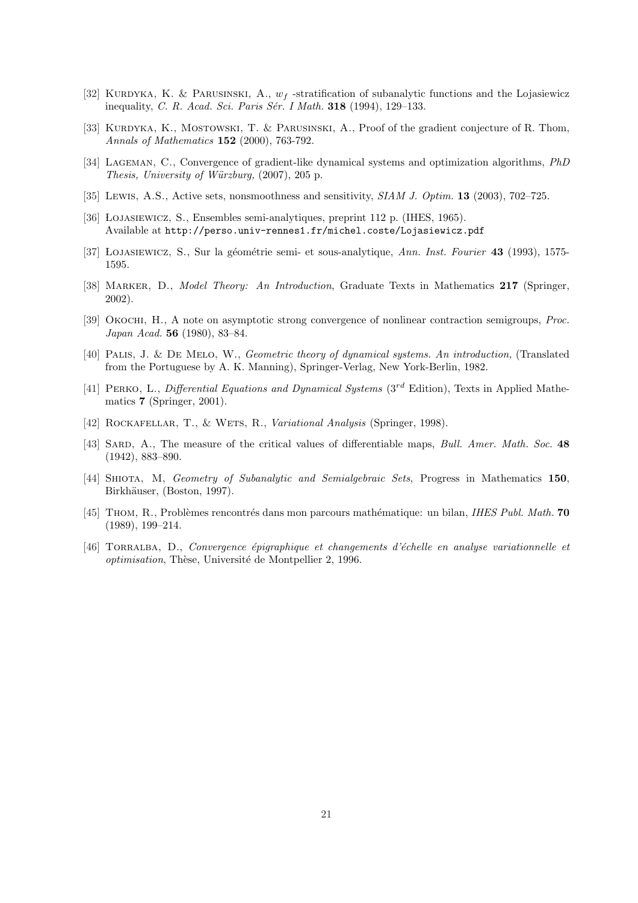[32] Kurdyka, K. & Parusinski, A., $w_f$ -stratification of subanalytic functions and the Lojasiewicz inequality, *C. R. Acad. Sci. Paris Sér. I Math.* **318** (1994), 129–133.

[33] Kurdyka, K., Mostowski, T. & Parusinski, A., Proof of the gradient conjecture of R. Thom, *Annals of Mathematics* **152** (2000), 763-792.

[34] Lageman, C., Convergence of gradient-like dynamical systems and optimization algorithms, *PhD Thesis, University of Würzburg,* (2007), 205 p.

[35] Lewis, A.S., Active sets, nonsmoothness and sensitivity, *SIAM J. Optim.* **13** (2003), 702–725.

[36] Łojasiewicz, S., Ensembles semi-analytiques, preprint 112 p. (IHES, 1965). Available at `http://perso.univ-rennes1.fr/michel.coste/Lojasiewicz.pdf`

[37] Łojasiewicz, S., Sur la géométrie semi- et sous-analytique, *Ann. Inst. Fourier* **43** (1993), 1575-1595.

[38] Marker, D., *Model Theory: An Introduction*, Graduate Texts in Mathematics **217** (Springer, 2002).

[39] Okochi, H., A note on asymptotic strong convergence of nonlinear contraction semigroups, *Proc. Japan Acad.* **56** (1980), 83–84.

[40] Palis, J. & De Melo, W., *Geometric theory of dynamical systems. An introduction,* (Translated from the Portuguese by A. K. Manning), Springer-Verlag, New York-Berlin, 1982.

[41] Perko, L., *Differential Equations and Dynamical Systems* ($3^{rd}$ Edition), Texts in Applied Mathematics **7** (Springer, 2001).

[42] Rockafellar, T., & Wets, R., *Variational Analysis* (Springer, 1998).

[43] Sard, A., The measure of the critical values of differentiable maps, *Bull. Amer. Math. Soc.* **48** (1942), 883–890.

[44] Shiota, M, *Geometry of Subanalytic and Semialgebraic Sets*, Progress in Mathematics **150**, Birkhäuser, (Boston, 1997).

[45] Thom, R., Problèmes rencontrés dans mon parcours mathématique: un bilan, *IHES Publ. Math.* **70** (1989), 199–214.

[46] Torralba, D., *Convergence épigraphique et changements d'échelle en analyse variationnelle et optimisation*, Thèse, Université de Montpellier 2, 1996.